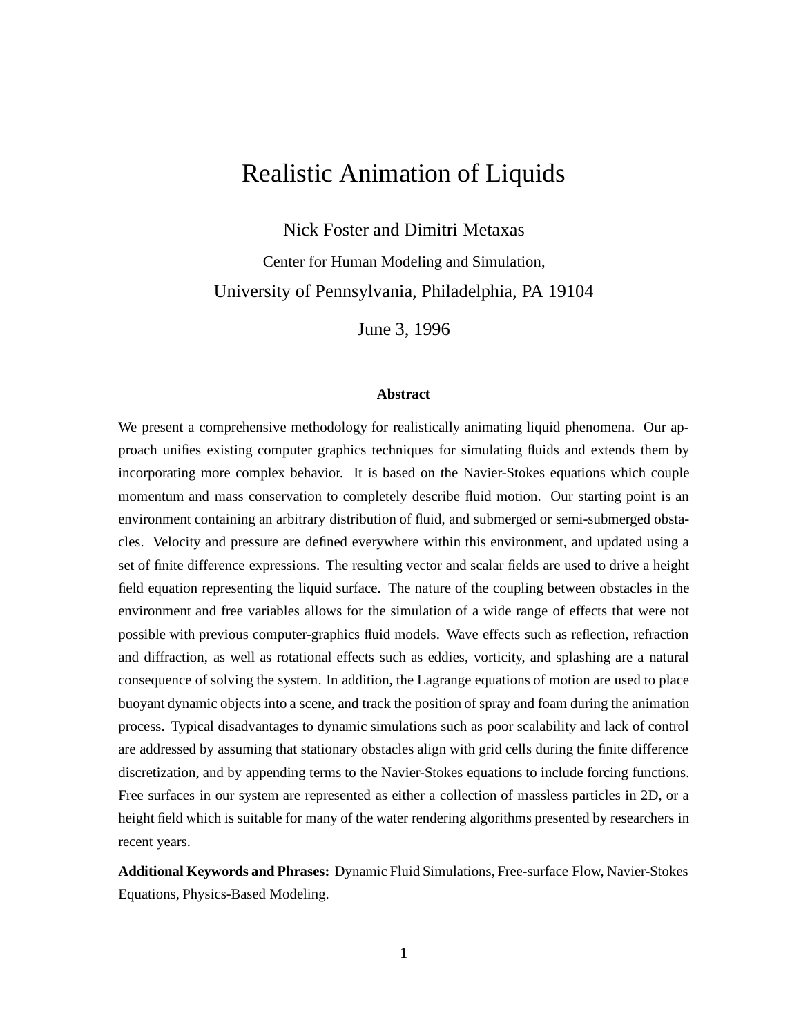# Realistic Animation of Liquids

Nick Foster and Dimitri Metaxas

Center for Human Modeling and Simulation,

University of Pennsylvania, Philadelphia, PA 19104

June 3, 1996

### Abstract

We present a comprehensive methodology for realistically animating liquid phenomena. Our approach unifies existing computer graphics techniques for simulating fluids and extends them by incorporating more complex behavior. It is based on the Navier-Stokes equations which couple momentum and mass conservation to completely describe fluid motion. Our starting point is an environment containing an arbitrary distribution of fluid, and submerged or semi-submerged obstacles. Velocity and pressure are defined everywhere within this environment, and updated using a set of finite difference expressions. The resulting vector and scalar fields are used to drive a height field equation representing the liquid surface. The nature of the coupling between obstacles in the environment and free variables allows for the simulation of a wide range of effects that were not possible with previous computer-graphics fluid models. Wave effects such as reflection, refraction and diffraction, as well as rotational effects such as eddies, vorticity, and splashing are a natural consequence of solving the system. In addition, the Lagrange equations of motion are used to place buoyant dynamic objects into a scene, and track the position of spray and foam during the animation process. Typical disadvantages to dynamic simulations such as poor scalability and lack of control are addressed by assuming that stationary obstacles align with grid cells during the finite difference discretization, and by appending terms to the Navier-Stokes equations to include forcing functions. Free surfaces in our system are represented as either a collection of massless particles in 2D, or a height field which is suitable for many of the water rendering algorithms presented by researchers in recent years.

**Additional Keywords and Phrases:** Dynamic Fluid Simulations, Free-surface Flow, Navier-Stokes Equations, Physics-Based Modeling.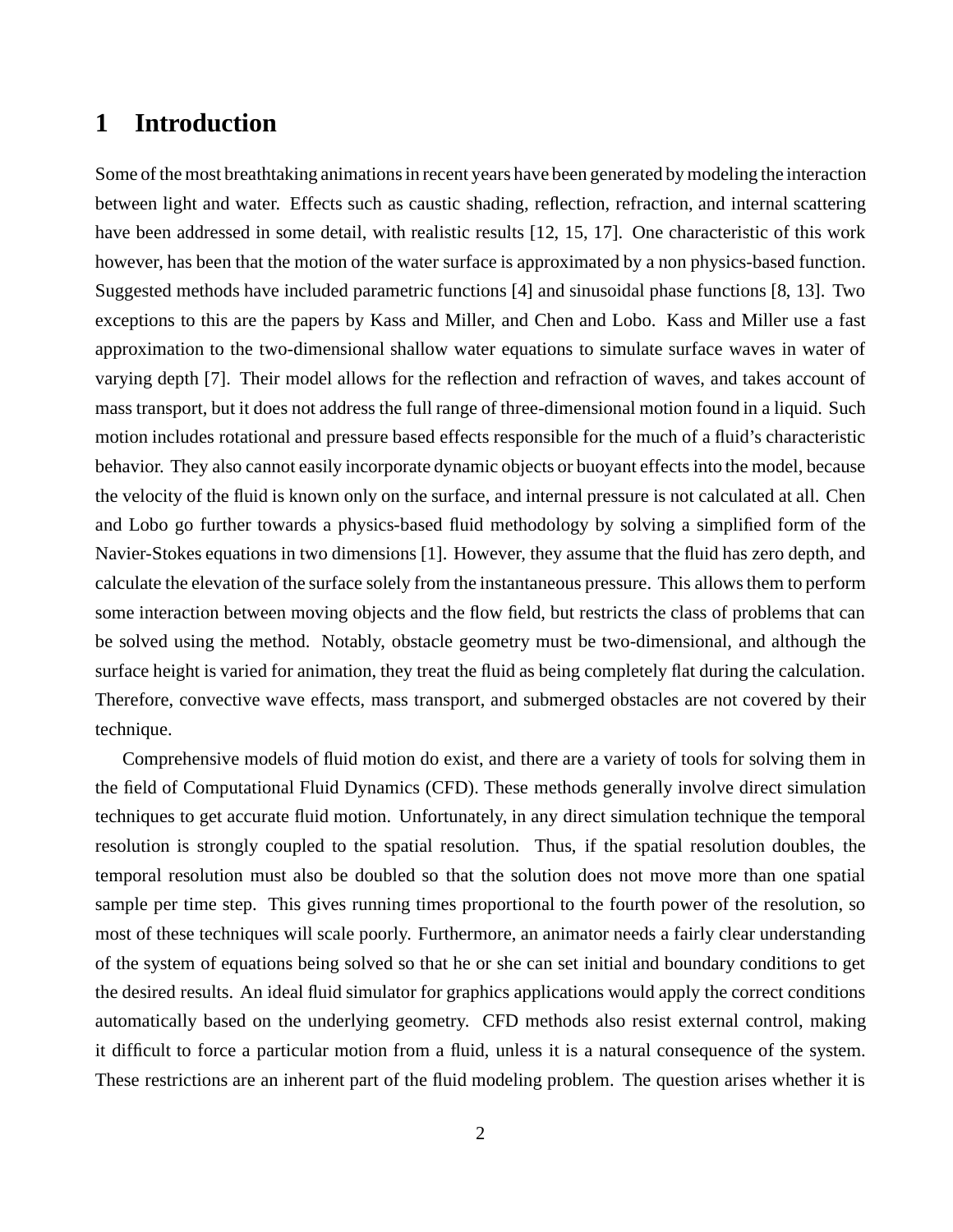# 1 Introduction

Some of the most breathtaking animations in recent years have been generated by modeling the interaction between light and water. Effects such as caustic shading, reflection, refraction, and internal scattering have been addressed in some detail, with realistic results [12, 15, 17]. One characteristic of this work however, has been that the motion of the water surface is approximated by a non physics-based function. Suggested methods have included parametric functions [4] and sinusoidal phase functions [8, 13]. Two exceptions to this are the papers by Kass and Miller, and Chen and Lobo. Kass and Miller use a fast approximation to the two-dimensional shallow water equations to simulate surface waves in water of varying depth [7]. Their model allows for the reflection and refraction of waves, and takes account of mass transport, but it does not address the full range of three-dimensional motion found in a liquid. Such motion includes rotational and pressure based effects responsible for the much of a fluid's characteristic behavior. They also cannot easily incorporate dynamic objects or buoyant effects into the model, because the velocity of the fluid is known only on the surface, and internal pressure is not calculated at all. Chen and Lobo go further towards a physics-based fluid methodology by solving a simplified form of the Navier-Stokes equations in two dimensions [1]. However, they assume that the fluid has zero depth, and calculate the elevation of the surface solely from the instantaneous pressure. This allows them to perform some interaction between moving objects and the flow field, but restricts the class of problems that can be solved using the method. Notably, obstacle geometry must be two-dimensional, and although the surface height is varied for animation, they treat the fluid as being completely flat during the calculation. Therefore, convective wave effects, mass transport, and submerged obstacles are not covered by their technique.

Comprehensive models of fluid motion do exist, and there are a variety of tools for solving them in the field of Computational Fluid Dynamics (CFD). These methods generally involve direct simulation techniques to get accurate fluid motion. Unfortunately, in any direct simulation technique the temporal resolution is strongly coupled to the spatial resolution. Thus, if the spatial resolution doubles, the temporal resolution must also be doubled so that the solution does not move more than one spatial sample per time step. This gives running times proportional to the fourth power of the resolution, so most of these techniques will scale poorly. Furthermore, an animator needs a fairly clear understanding of the system of equations being solved so that he or she can set initial and boundary conditions to get the desired results. An ideal fluid simulator for graphics applications would apply the correct conditions automatically based on the underlying geometry. CFD methods also resist external control, making it difficult to force a particular motion from a fluid, unless it is a natural consequence of the system. These restrictions are an inherent part of the fluid modeling problem. The question arises whether it is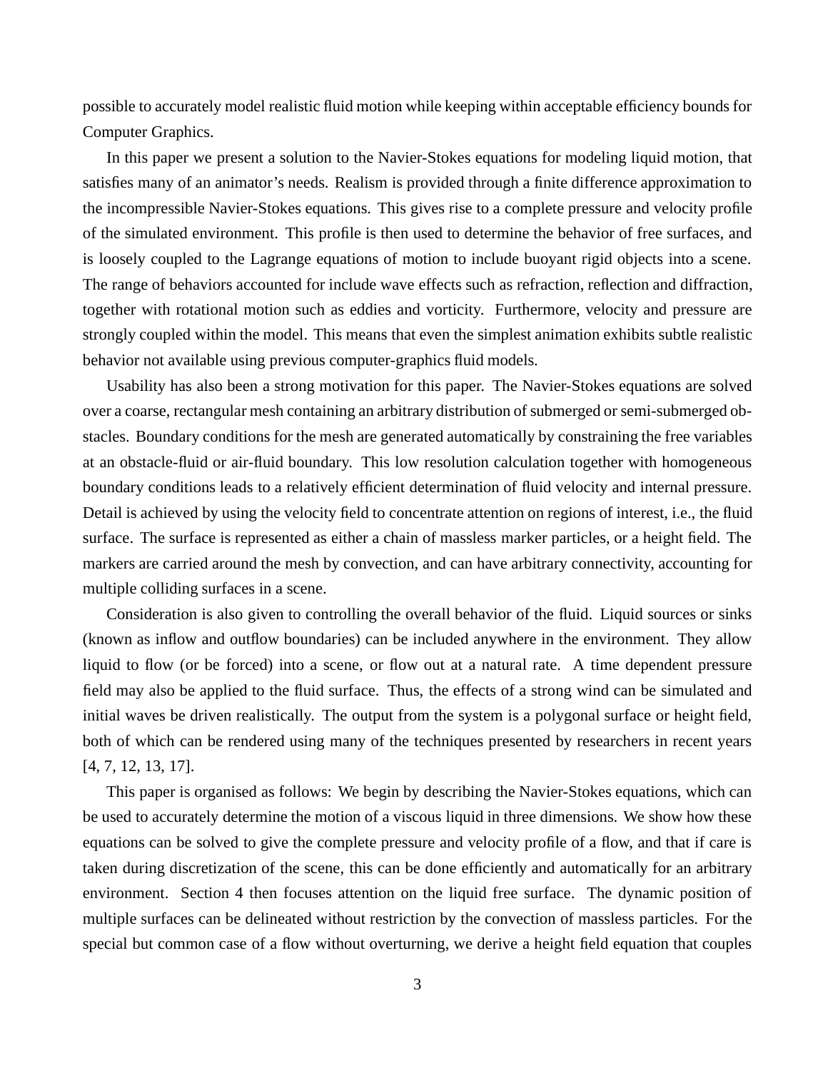possible to accurately model realistic fluid motion while keeping within acceptable efficiency bounds for Computer Graphics.

In this paper we present a solution to the Navier-Stokes equations for modeling liquid motion, that satisfies many of an animator's needs. Realism is provided through a finite difference approximation to the incompressible Navier-Stokes equations. This gives rise to a complete pressure and velocity profile of the simulated environment. This profile is then used to determine the behavior of free surfaces, and is loosely coupled to the Lagrange equations of motion to include buoyant rigid objects into a scene. The range of behaviors accounted for include wave effects such as refraction, reflection and diffraction, together with rotational motion such as eddies and vorticity. Furthermore, velocity and pressure are strongly coupled within the model. This means that even the simplest animation exhibits subtle realistic behavior not available using previous computer-graphics fluid models.

Usability has also been a strong motivation for this paper. The Navier-Stokes equations are solved over a coarse, rectangular mesh containing an arbitrary distribution of submerged or semi-submerged obstacles. Boundary conditions for the mesh are generated automatically by constraining the free variables at an obstacle-fluid or air-fluid boundary. This low resolution calculation together with homogeneous boundary conditions leads to a relatively efficient determination of fluid velocity and internal pressure. Detail is achieved by using the velocity field to concentrate attention on regions of interest, i.e., the fluid surface. The surface is represented as either a chain of massless marker particles, or a height field. The markers are carried around the mesh by convection, and can have arbitrary connectivity, accounting for multiple colliding surfaces in a scene.

Consideration is also given to controlling the overall behavior of the fluid. Liquid sources or sinks (known as inflow and outflow boundaries) can be included anywhere in the environment. They allow liquid to flow (or be forced) into a scene, or flow out at a natural rate. A time dependent pressure field may also be applied to the fluid surface. Thus, the effects of a strong wind can be simulated and initial waves be driven realistically. The output from the system is a polygonal surface or height field, both of which can be rendered using many of the techniques presented by researchers in recent years [4, 7, 12, 13, 17].

This paper is organised as follows: We begin by describing the Navier-Stokes equations, which can be used to accurately determine the motion of a viscous liquid in three dimensions. We show how these equations can be solved to give the complete pressure and velocity profile of a flow, and that if care is taken during discretization of the scene, this can be done efficiently and automatically for an arbitrary environment. Section 4 then focuses attention on the liquid free surface. The dynamic position of multiple surfaces can be delineated without restriction by the convection of massless particles. For the special but common case of a flow without overturning, we derive a height field equation that couples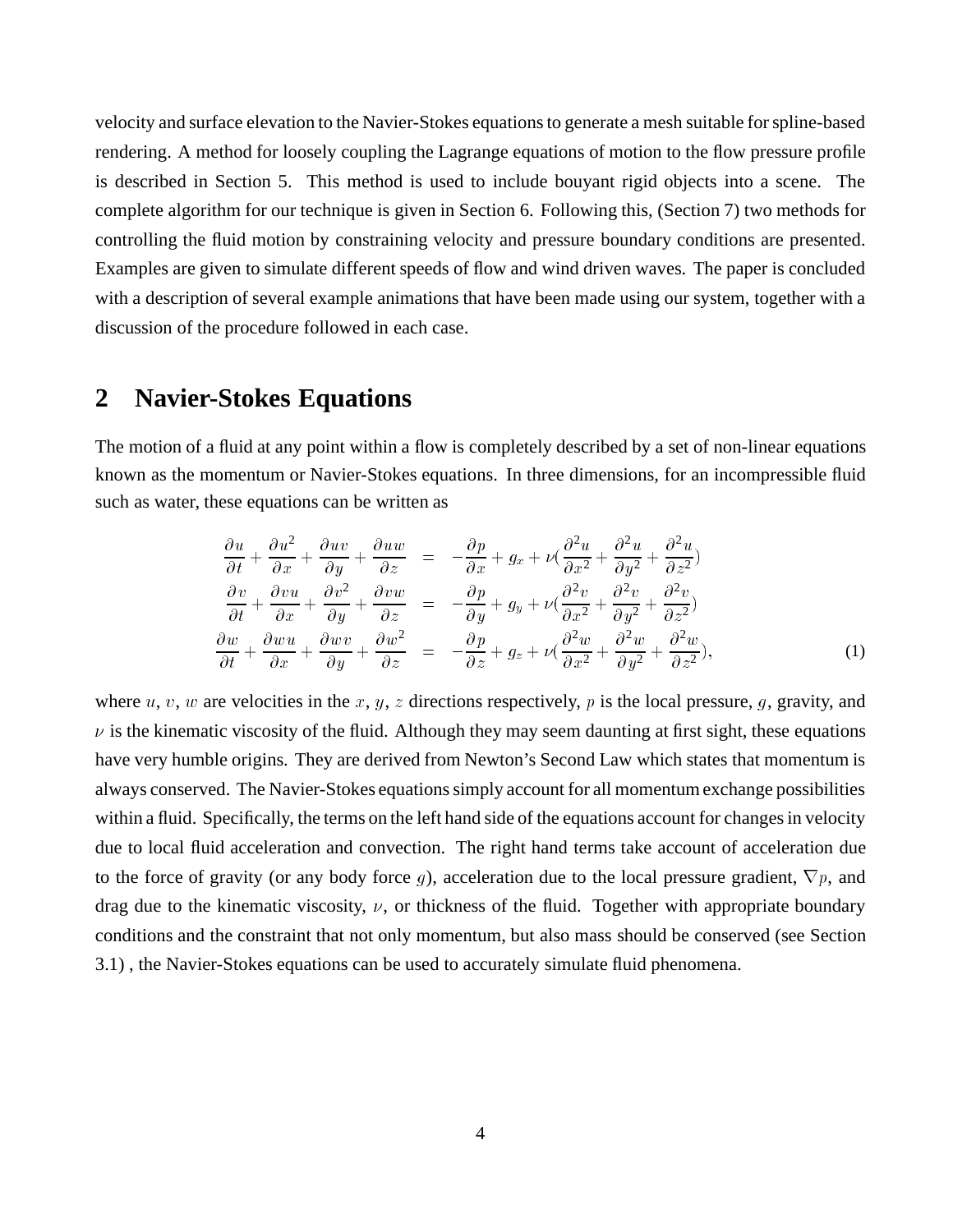velocity and surface elevation to the Navier-Stokes equations to generate a mesh suitable for spline-based rendering. A method for loosely coupling the Lagrange equations of motion to the flow pressure profile is described in Section 5. This method is used to include bouyant rigid objects into a scene. The complete algorithm for our technique is given in Section 6. Following this, (Section 7) two methods for controlling the fluid motion by constraining velocity and pressure boundary conditions are presented. Examples are given to simulate different speeds of flow and wind driven waves. The paper is concluded with a description of several example animations that have been made using our system, together with a discussion of the procedure followed in each case.

## 2 Navier-Stokes Equations

The motion of a fluid at any point within a flow is completely described by a set of non-linear equations known as the momentum or Navier-Stokes equations. In three dimensions, for an incompressible fluid such as water, these equations can be written as

$$
\begin{aligned}
\frac{\partial u}{\partial t} + \frac{\partial u^2}{\partial x} + \frac{\partial uv}{\partial y} + \frac{\partial uw}{\partial z} &= -\frac{\partial p}{\partial x} + g_x + \nu\left(\frac{\partial^2 u}{\partial x^2} + \frac{\partial^2 u}{\partial y^2} + \frac{\partial^2 u}{\partial z^2}\right) \\
\frac{\partial v}{\partial t} + \frac{\partial vu}{\partial x} + \frac{\partial v^2}{\partial y} + \frac{\partial vw}{\partial z} &= -\frac{\partial p}{\partial y} + g_y + \nu\left(\frac{\partial^2 v}{\partial x^2} + \frac{\partial^2 v}{\partial y^2} + \frac{\partial^2 v}{\partial z^2}\right) \\
\frac{\partial w}{\partial t} + \frac{\partial wu}{\partial x} + \frac{\partial wv}{\partial y} + \frac{\partial w^2}{\partial z} &= -\frac{\partial p}{\partial z} + g_z + \nu\left(\frac{\partial^2 w}{\partial x^2} + \frac{\partial^2 w}{\partial y^2} + \frac{\partial^2 w}{\partial z^2}\right),
\end{aligned}
\qquad (1)
$$

where $u$, $v$, $w$ are velocities in the $x$, $y$, $z$ directions respectively, $p$ is the local pressure, $g$, gravity, and $\nu$ is the kinematic viscosity of the fluid. Although they may seem daunting at first sight, these equations have very humble origins. They are derived from Newton's Second Law which states that momentum is always conserved. The Navier-Stokes equations simply account for all momentum exchange possibilities within a fluid. Specifically, the terms on the left hand side of the equations account for changes in velocity due to local fluid acceleration and convection. The right hand terms take account of acceleration due to the force of gravity (or any body force $g$), acceleration due to the local pressure gradient, $\nabla p$, and drag due to the kinematic viscosity, $\nu$, or thickness of the fluid. Together with appropriate boundary conditions and the constraint that not only momentum, but also mass should be conserved (see Section 3.1) , the Navier-Stokes equations can be used to accurately simulate fluid phenomena.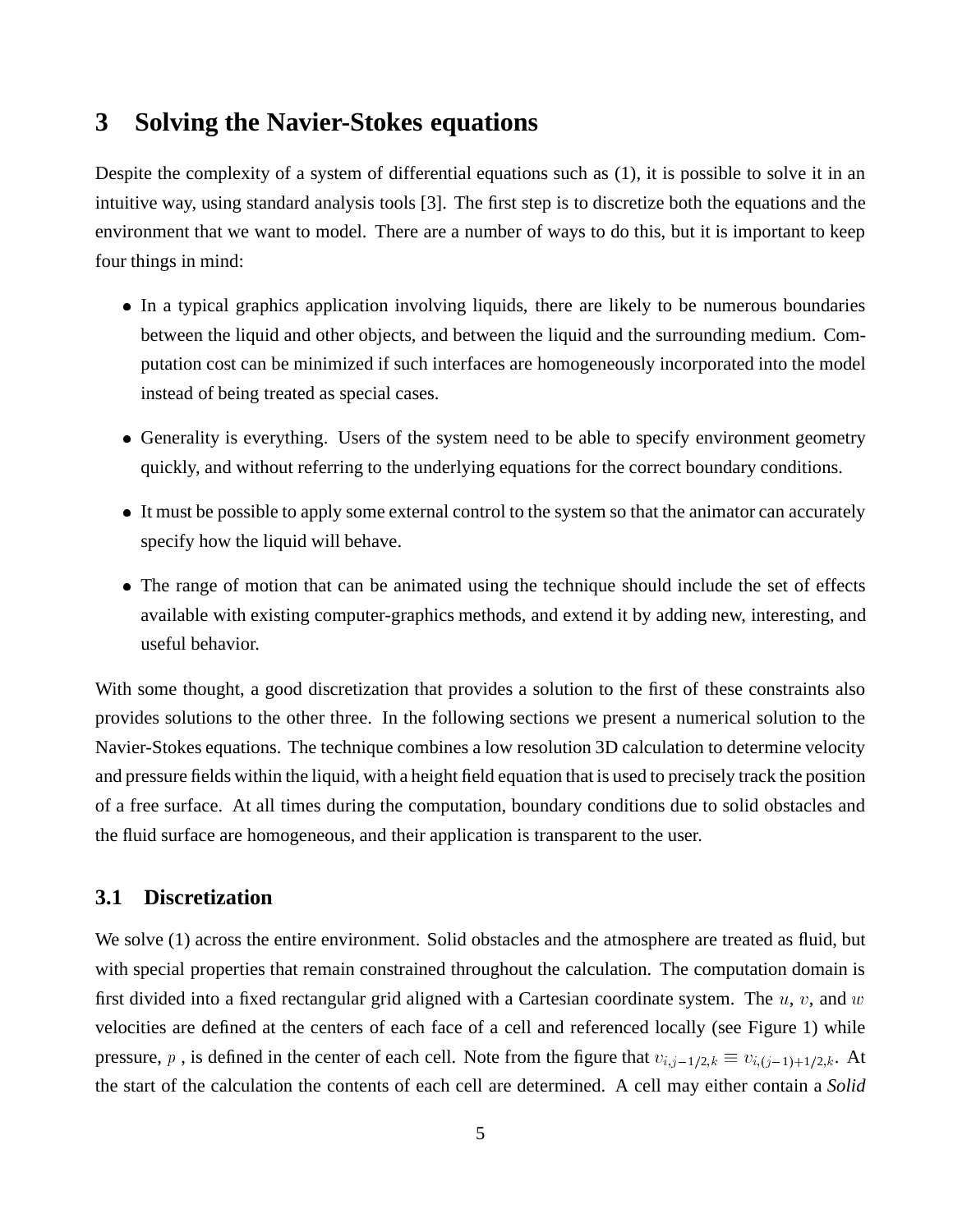# 3 Solving the Navier-Stokes equations

Despite the complexity of a system of differential equations such as (1), it is possible to solve it in an intuitive way, using standard analysis tools [3]. The first step is to discretize both the equations and the environment that we want to model. There are a number of ways to do this, but it is important to keep four things in mind:

- In a typical graphics application involving liquids, there are likely to be numerous boundaries between the liquid and other objects, and between the liquid and the surrounding medium. Computation cost can be minimized if such interfaces are homogeneously incorporated into the model instead of being treated as special cases.
- Generality is everything. Users of the system need to be able to specify environment geometry quickly, and without referring to the underlying equations for the correct boundary conditions.
- It must be possible to apply some external control to the system so that the animator can accurately specify how the liquid will behave.
- The range of motion that can be animated using the technique should include the set of effects available with existing computer-graphics methods, and extend it by adding new, interesting, and useful behavior.

With some thought, a good discretization that provides a solution to the first of these constraints also provides solutions to the other three. In the following sections we present a numerical solution to the Navier-Stokes equations. The technique combines a low resolution 3D calculation to determine velocity and pressure fields within the liquid, with a height field equation that is used to precisely track the position of a free surface. At all times during the computation, boundary conditions due to solid obstacles and the fluid surface are homogeneous, and their application is transparent to the user.

## 3.1 Discretization

We solve (1) across the entire environment. Solid obstacles and the atmosphere are treated as fluid, but with special properties that remain constrained throughout the calculation. The computation domain is first divided into a fixed rectangular grid aligned with a Cartesian coordinate system. The $u$, $v$, and $w$ velocities are defined at the centers of each face of a cell and referenced locally (see Figure 1) while pressure, $p$ , is defined in the center of each cell. Note from the figure that $v_{i,j-1/2,k} \equiv v_{i,(j-1)+1/2,k}$. At the start of the calculation the contents of each cell are determined. A cell may either contain a *Solid*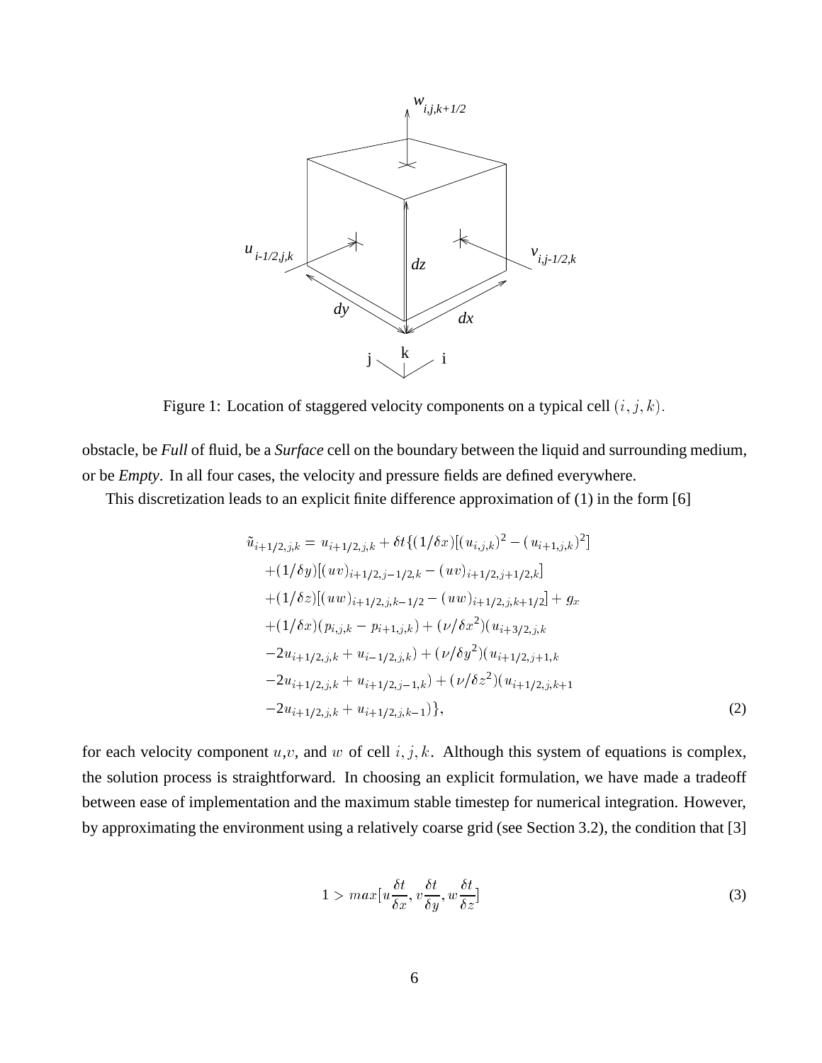Figure 1: Location of staggered velocity components on a typical cell $(i, j, k)$.

obstacle, be *Full* of fluid, be a *Surface* cell on the boundary between the liquid and surrounding medium, or be *Empty*. In all four cases, the velocity and pressure fields are defined everywhere.

This discretization leads to an explicit finite difference approximation of (1) in the form [6]

$$
\begin{aligned}
\tilde{u}_{i+1/2,j,k} = u_{i+1/2,j,k} + \delta t\{&(1/\delta x)[(u_{i,j,k})^2 - (u_{i+1,j,k})^2] \\
&+(1/\delta y)[(uv)_{i+1/2,j-1/2,k} - (uv)_{i+1/2,j+1/2,k}] \\
&+(1/\delta z)[(uw)_{i+1/2,j,k-1/2} - (uw)_{i+1/2,j,k+1/2}] + g_x \\
&+(1/\delta x)(p_{i,j,k} - p_{i+1,j,k}) + (\nu/\delta x^2)(u_{i+3/2,j,k} \\
&-2u_{i+1/2,j,k} + u_{i-1/2,j,k}) + (\nu/\delta y^2)(u_{i+1/2,j+1,k} \\
&-2u_{i+1/2,j,k} + u_{i+1/2,j-1,k}) + (\nu/\delta z^2)(u_{i+1/2,j,k+1} \\
&-2u_{i+1/2,j,k} + u_{i+1/2,j,k-1})\},
\end{aligned}
\tag{2}
$$

for each velocity component $u$,$v$, and $w$ of cell $i, j, k$. Although this system of equations is complex, the solution process is straightforward. In choosing an explicit formulation, we have made a tradeoff between ease of implementation and the maximum stable timestep for numerical integration. However, by approximating the environment using a relatively coarse grid (see Section 3.2), the condition that [3]

$$
1 > max[u\frac{\delta t}{\delta x}, v\frac{\delta t}{\delta y}, w\frac{\delta t}{\delta z}] \tag{3}
$$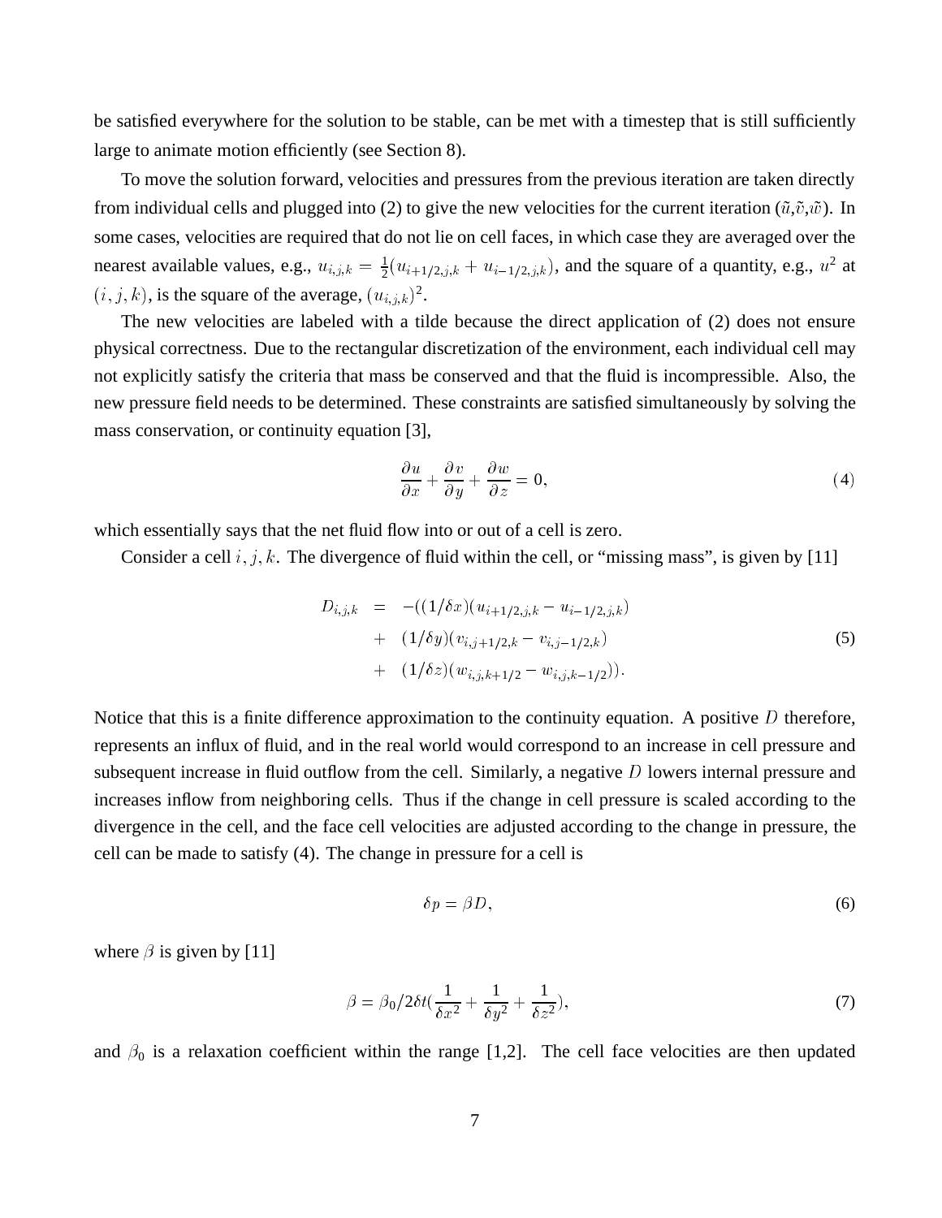be satisfied everywhere for the solution to be stable, can be met with a timestep that is still sufficiently large to animate motion efficiently (see Section 8).

To move the solution forward, velocities and pressures from the previous iteration are taken directly from individual cells and plugged into (2) to give the new velocities for the current iteration ($\tilde{u}$,$\tilde{v}$,$\tilde{w}$). In some cases, velocities are required that do not lie on cell faces, in which case they are averaged over the nearest available values, e.g., $u_{i,j,k} = \frac{1}{2}(u_{i+1/2,j,k} + u_{i-1/2,j,k})$, and the square of a quantity, e.g., $u^2$ at $(i, j, k)$, is the square of the average, $(u_{i,j,k})^2$.

The new velocities are labeled with a tilde because the direct application of (2) does not ensure physical correctness. Due to the rectangular discretization of the environment, each individual cell may not explicitly satisfy the criteria that mass be conserved and that the fluid is incompressible. Also, the new pressure field needs to be determined. These constraints are satisfied simultaneously by solving the mass conservation, or continuity equation [3],

$$\frac{\partial u}{\partial x} + \frac{\partial v}{\partial y} + \frac{\partial w}{\partial z} = 0, \tag{4}$$

which essentially says that the net fluid flow into or out of a cell is zero.

Consider a cell $i, j, k$. The divergence of fluid within the cell, or "missing mass", is given by [11]

$$\begin{aligned} D_{i,j,k} &= -((1/\delta x)(u_{i+1/2,j,k} - u_{i-1/2,j,k}) \\ &+ (1/\delta y)(v_{i,j+1/2,k} - v_{i,j-1/2,k}) \\ &+ (1/\delta z)(w_{i,j,k+1/2} - w_{i,j,k-1/2})). \end{aligned} \tag{5}$$

Notice that this is a finite difference approximation to the continuity equation. A positive $D$ therefore, represents an influx of fluid, and in the real world would correspond to an increase in cell pressure and subsequent increase in fluid outflow from the cell. Similarly, a negative $D$ lowers internal pressure and increases inflow from neighboring cells. Thus if the change in cell pressure is scaled according to the divergence in the cell, and the face cell velocities are adjusted according to the change in pressure, the cell can be made to satisfy (4). The change in pressure for a cell is

$$\delta p = \beta D, \tag{6}$$

where $\beta$ is given by [11]

$$\beta = \beta_0 / 2\delta t \left(\frac{1}{\delta x^2} + \frac{1}{\delta y^2} + \frac{1}{\delta z^2}\right), \tag{7}$$

and $\beta_0$ is a relaxation coefficient within the range [1,2]. The cell face velocities are then updated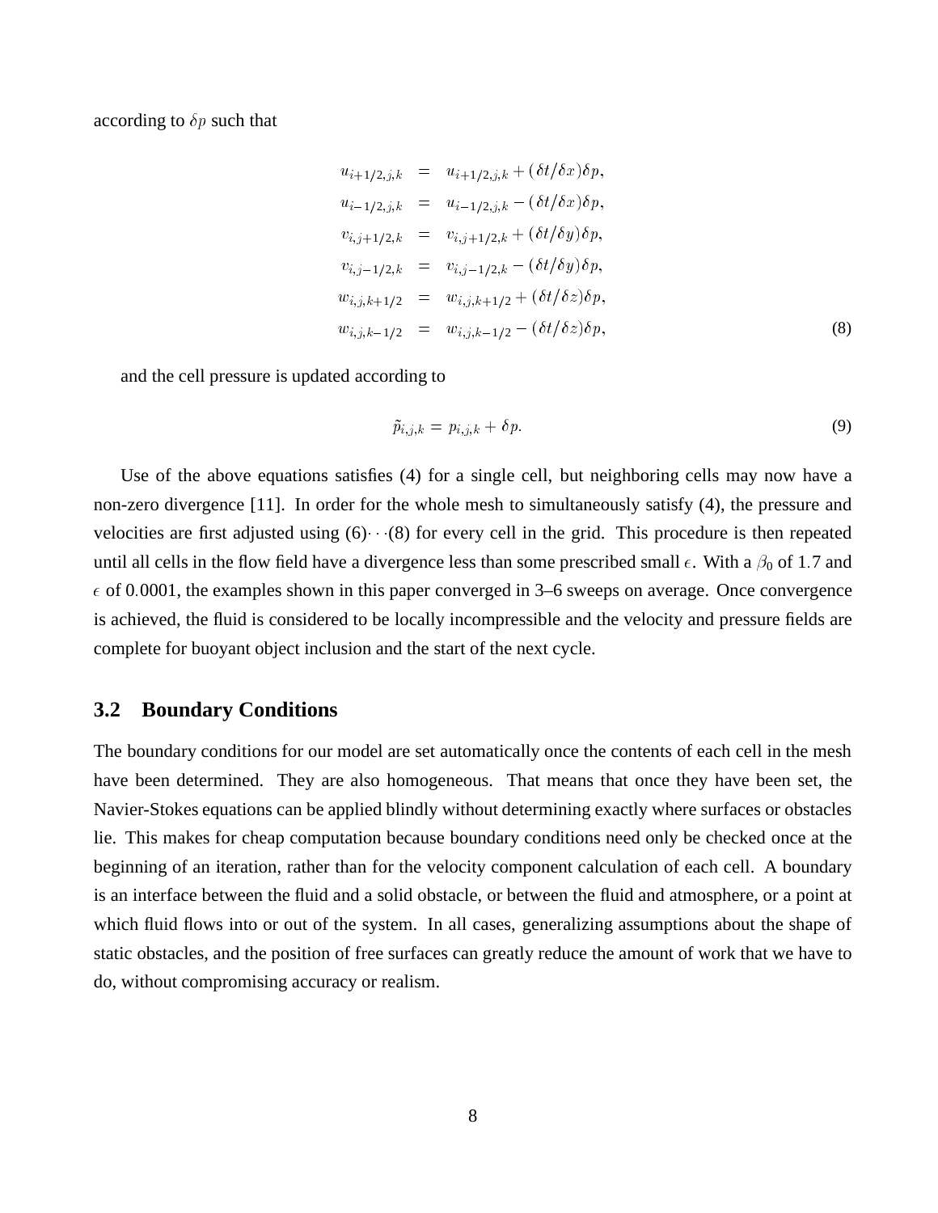according to $\delta p$ such that

$$
\begin{aligned}
u_{i+1/2,j,k} &= u_{i+1/2,j,k} + (\delta t/\delta x)\delta p, \\
u_{i-1/2,j,k} &= u_{i-1/2,j,k} - (\delta t/\delta x)\delta p, \\
v_{i,j+1/2,k} &= v_{i,j+1/2,k} + (\delta t/\delta y)\delta p, \\
v_{i,j-1/2,k} &= v_{i,j-1/2,k} - (\delta t/\delta y)\delta p, \\
w_{i,j,k+1/2} &= w_{i,j,k+1/2} + (\delta t/\delta z)\delta p, \\
w_{i,j,k-1/2} &= w_{i,j,k-1/2} - (\delta t/\delta z)\delta p,
\end{aligned}
\tag{8}
$$

and the cell pressure is updated according to

$$
\tilde{p}_{i,j,k} = p_{i,j,k} + \delta p. \tag{9}
$$

Use of the above equations satisfies (4) for a single cell, but neighboring cells may now have a non-zero divergence [11]. In order for the whole mesh to simultaneously satisfy (4), the pressure and velocities are first adjusted using (6)$\cdots$(8) for every cell in the grid. This procedure is then repeated until all cells in the flow field have a divergence less than some prescribed small $\epsilon$. With a $\beta_0$ of $1.7$ and $\epsilon$ of $0.0001$, the examples shown in this paper converged in 3–6 sweeps on average. Once convergence is achieved, the fluid is considered to be locally incompressible and the velocity and pressure fields are complete for buoyant object inclusion and the start of the next cycle.

## 3.2 Boundary Conditions

The boundary conditions for our model are set automatically once the contents of each cell in the mesh have been determined. They are also homogeneous. That means that once they have been set, the Navier-Stokes equations can be applied blindly without determining exactly where surfaces or obstacles lie. This makes for cheap computation because boundary conditions need only be checked once at the beginning of an iteration, rather than for the velocity component calculation of each cell. A boundary is an interface between the fluid and a solid obstacle, or between the fluid and atmosphere, or a point at which fluid flows into or out of the system. In all cases, generalizing assumptions about the shape of static obstacles, and the position of free surfaces can greatly reduce the amount of work that we have to do, without compromising accuracy or realism.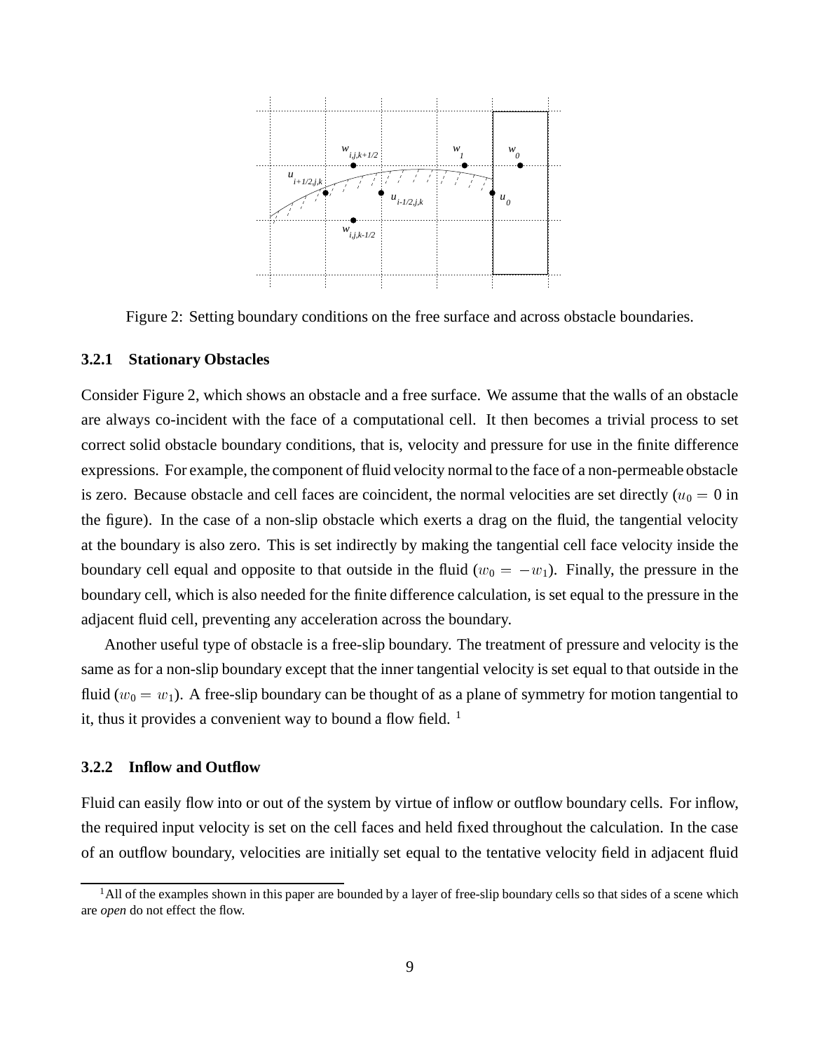Figure 2: Setting boundary conditions on the free surface and across obstacle boundaries.

### 3.2.1 Stationary Obstacles

Consider Figure 2, which shows an obstacle and a free surface. We assume that the walls of an obstacle are always co-incident with the face of a computational cell. It then becomes a trivial process to set correct solid obstacle boundary conditions, that is, velocity and pressure for use in the finite difference expressions. For example, the component of fluid velocity normal to the face of a non-permeable obstacle is zero. Because obstacle and cell faces are coincident, the normal velocities are set directly ($u_0 = 0$ in the figure). In the case of a non-slip obstacle which exerts a drag on the fluid, the tangential velocity at the boundary is also zero. This is set indirectly by making the tangential cell face velocity inside the boundary cell equal and opposite to that outside in the fluid ($w_0 = -w_1$). Finally, the pressure in the boundary cell, which is also needed for the finite difference calculation, is set equal to the pressure in the adjacent fluid cell, preventing any acceleration across the boundary.

Another useful type of obstacle is a free-slip boundary. The treatment of pressure and velocity is the same as for a non-slip boundary except that the inner tangential velocity is set equal to that outside in the fluid ($w_0 = w_1$). A free-slip boundary can be thought of as a plane of symmetry for motion tangential to it, thus it provides a convenient way to bound a flow field. [1]

### 3.2.2 Inflow and Outflow

Fluid can easily flow into or out of the system by virtue of inflow or outflow boundary cells. For inflow, the required input velocity is set on the cell faces and held fixed throughout the calculation. In the case of an outflow boundary, velocities are initially set equal to the tentative velocity field in adjacent fluid

---

[1] All of the examples shown in this paper are bounded by a layer of free-slip boundary cells so that sides of a scene which are *open* do not effect the flow.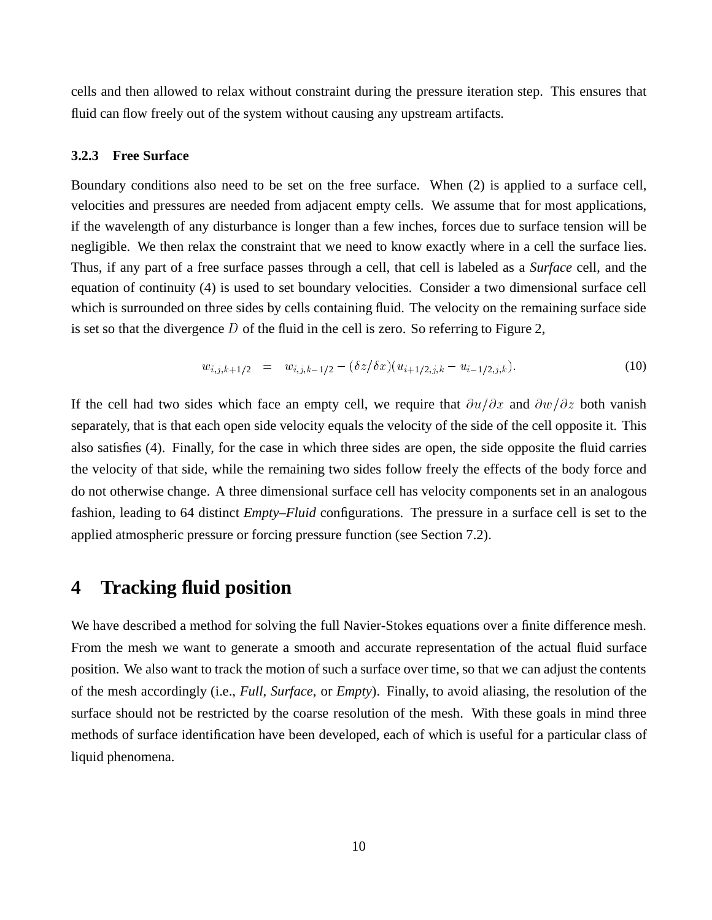cells and then allowed to relax without constraint during the pressure iteration step. This ensures that fluid can flow freely out of the system without causing any upstream artifacts.

### 3.2.3 Free Surface

Boundary conditions also need to be set on the free surface. When (2) is applied to a surface cell, velocities and pressures are needed from adjacent empty cells. We assume that for most applications, if the wavelength of any disturbance is longer than a few inches, forces due to surface tension will be negligible. We then relax the constraint that we need to know exactly where in a cell the surface lies. Thus, if any part of a free surface passes through a cell, that cell is labeled as a ***Surface*** cell, and the equation of continuity (4) is used to set boundary velocities. Consider a two dimensional surface cell which is surrounded on three sides by cells containing fluid. The velocity on the remaining surface side is set so that the divergence $D$ of the fluid in the cell is zero. So referring to Figure 2,

$$w_{i,j,k+1/2} \quad = \quad w_{i,j,k-1/2} - (\delta z/\delta x)(u_{i+1/2,j,k} - u_{i-1/2,j,k}). \tag{10}$$

If the cell had two sides which face an empty cell, we require that $\partial u/\partial x$ and $\partial w/\partial z$ both vanish separately, that is that each open side velocity equals the velocity of the side of the cell opposite it. This also satisfies (4). Finally, for the case in which three sides are open, the side opposite the fluid carries the velocity of that side, while the remaining two sides follow freely the effects of the body force and do not otherwise change. A three dimensional surface cell has velocity components set in an analogous fashion, leading to 64 distinct ***Empty–Fluid*** configurations. The pressure in a surface cell is set to the applied atmospheric pressure or forcing pressure function (see Section 7.2).

# 4 Tracking fluid position

We have described a method for solving the full Navier-Stokes equations over a finite difference mesh. From the mesh we want to generate a smooth and accurate representation of the actual fluid surface position. We also want to track the motion of such a surface over time, so that we can adjust the contents of the mesh accordingly (i.e., *Full*, *Surface*, or *Empty*). Finally, to avoid aliasing, the resolution of the surface should not be restricted by the coarse resolution of the mesh. With these goals in mind three methods of surface identification have been developed, each of which is useful for a particular class of liquid phenomena.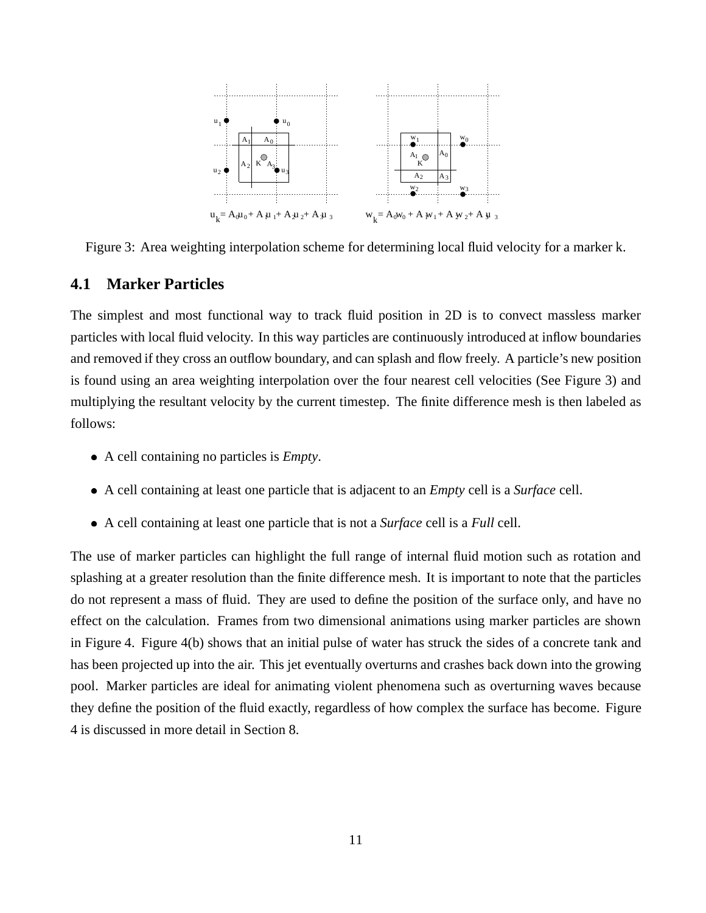$u_k = A_0 u_0 + A_1 u_1 + A_2 u_2 + A_3 u_3$ $w_k = A_0 w_0 + A_1 w_1 + A_2 w_2 + A_3 u_3$

Figure 3: Area weighting interpolation scheme for determining local fluid velocity for a marker k.

## 4.1 Marker Particles

The simplest and most functional way to track fluid position in 2D is to convect massless marker particles with local fluid velocity. In this way particles are continuously introduced at inflow boundaries and removed if they cross an outflow boundary, and can splash and flow freely. A particle's new position is found using an area weighting interpolation over the four nearest cell velocities (See Figure 3) and multiplying the resultant velocity by the current timestep. The finite difference mesh is then labeled as follows:

- A cell containing no particles is *Empty*.
- A cell containing at least one particle that is adjacent to an *Empty* cell is a *Surface* cell.
- A cell containing at least one particle that is not a *Surface* cell is a *Full* cell.

The use of marker particles can highlight the full range of internal fluid motion such as rotation and splashing at a greater resolution than the finite difference mesh. It is important to note that the particles do not represent a mass of fluid. They are used to define the position of the surface only, and have no effect on the calculation. Frames from two dimensional animations using marker particles are shown in Figure 4. Figure 4(b) shows that an initial pulse of water has struck the sides of a concrete tank and has been projected up into the air. This jet eventually overturns and crashes back down into the growing pool. Marker particles are ideal for animating violent phenomena such as overturning waves because they define the position of the fluid exactly, regardless of how complex the surface has become. Figure 4 is discussed in more detail in Section 8.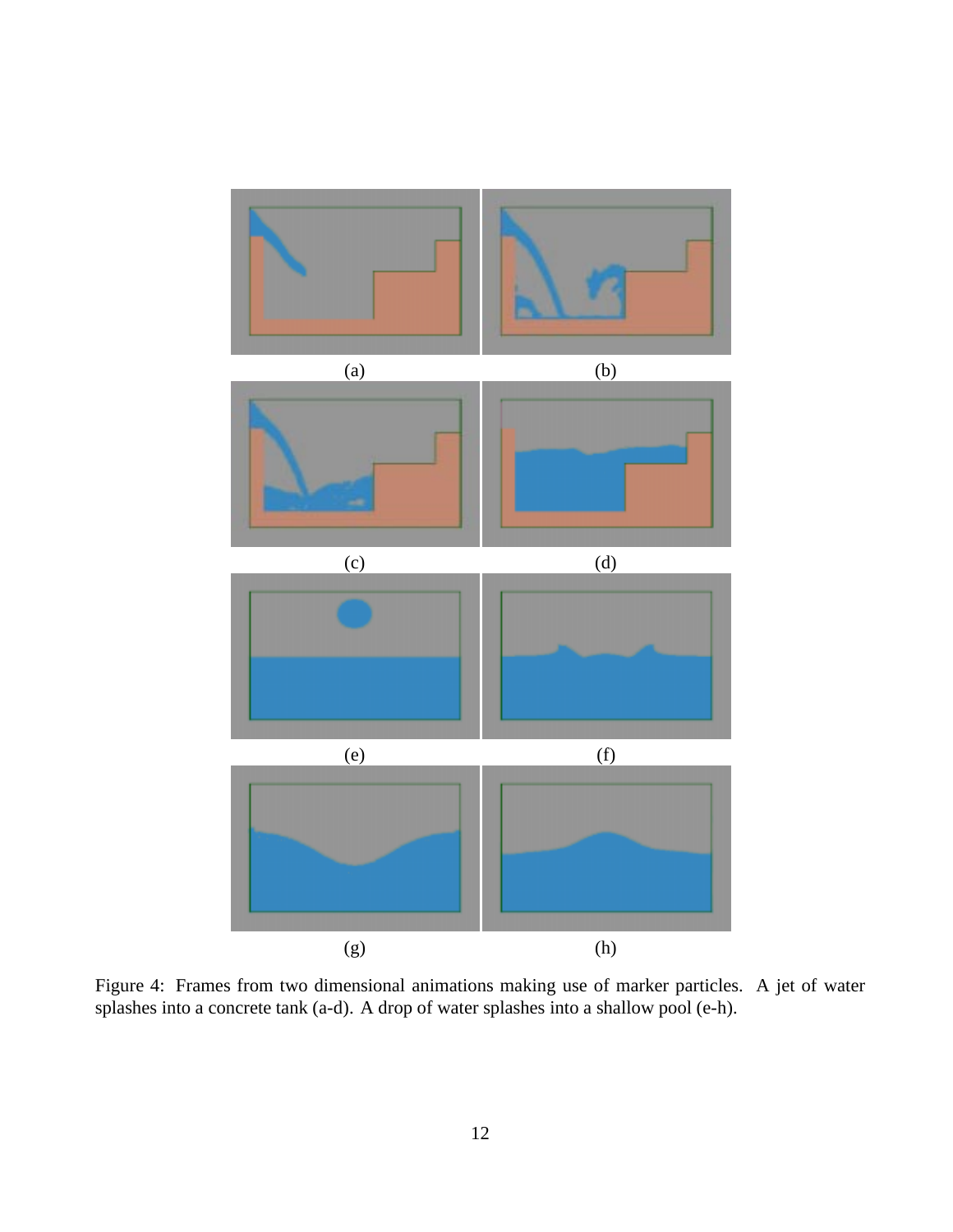(a) (b)

(c) (d)

(e) (f)

(g) (h)

Figure 4: Frames from two dimensional animations making use of marker particles. A jet of water splashes into a concrete tank (a-d). A drop of water splashes into a shallow pool (e-h).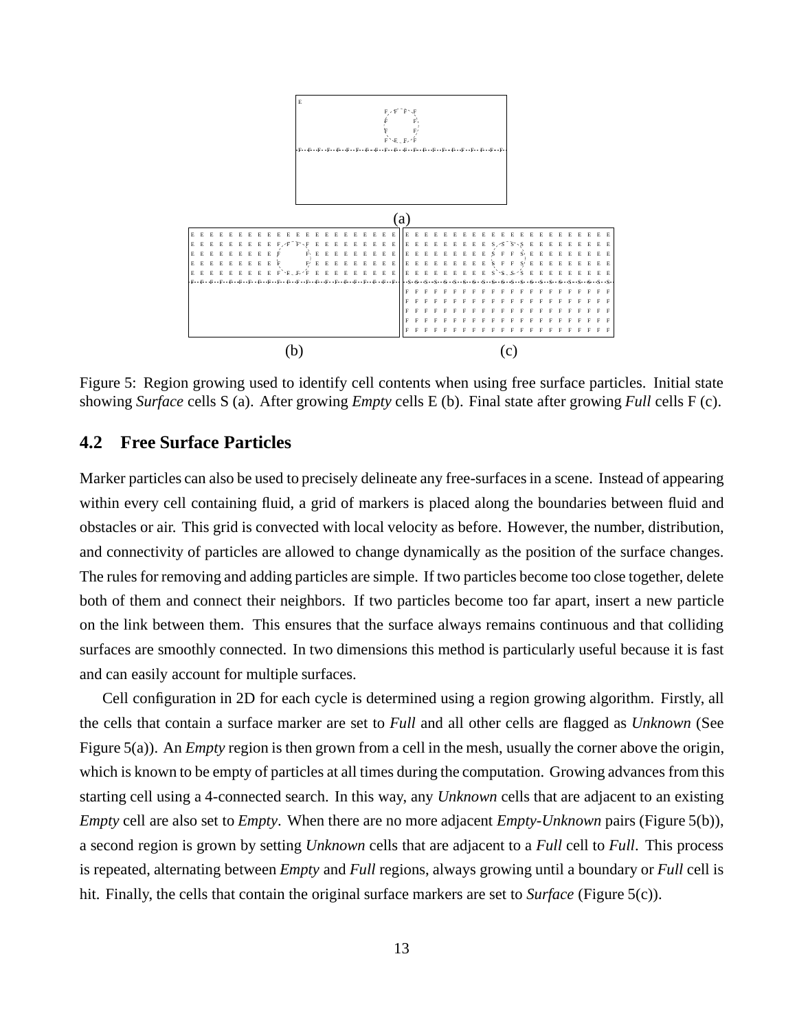Figure 5: Region growing used to identify cell contents when using free surface particles. Initial state showing *Surface* cells S (a). After growing *Empty* cells E (b). Final state after growing *Full* cells F (c).

## 4.2 Free Surface Particles

Marker particles can also be used to precisely delineate any free-surfaces in a scene. Instead of appearing within every cell containing fluid, a grid of markers is placed along the boundaries between fluid and obstacles or air. This grid is convected with local velocity as before. However, the number, distribution, and connectivity of particles are allowed to change dynamically as the position of the surface changes. The rules for removing and adding particles are simple. If two particles become too close together, delete both of them and connect their neighbors. If two particles become too far apart, insert a new particle on the link between them. This ensures that the surface always remains continuous and that colliding surfaces are smoothly connected. In two dimensions this method is particularly useful because it is fast and can easily account for multiple surfaces.

Cell configuration in 2D for each cycle is determined using a region growing algorithm. Firstly, all the cells that contain a surface marker are set to *Full* and all other cells are flagged as *Unknown* (See Figure 5(a)). An *Empty* region is then grown from a cell in the mesh, usually the corner above the origin, which is known to be empty of particles at all times during the computation. Growing advances from this starting cell using a 4-connected search. In this way, any *Unknown* cells that are adjacent to an existing *Empty* cell are also set to *Empty*. When there are no more adjacent *Empty*-*Unknown* pairs (Figure 5(b)), a second region is grown by setting *Unknown* cells that are adjacent to a *Full* cell to *Full*. This process is repeated, alternating between *Empty* and *Full* regions, always growing until a boundary or *Full* cell is hit. Finally, the cells that contain the original surface markers are set to *Surface* (Figure 5(c)).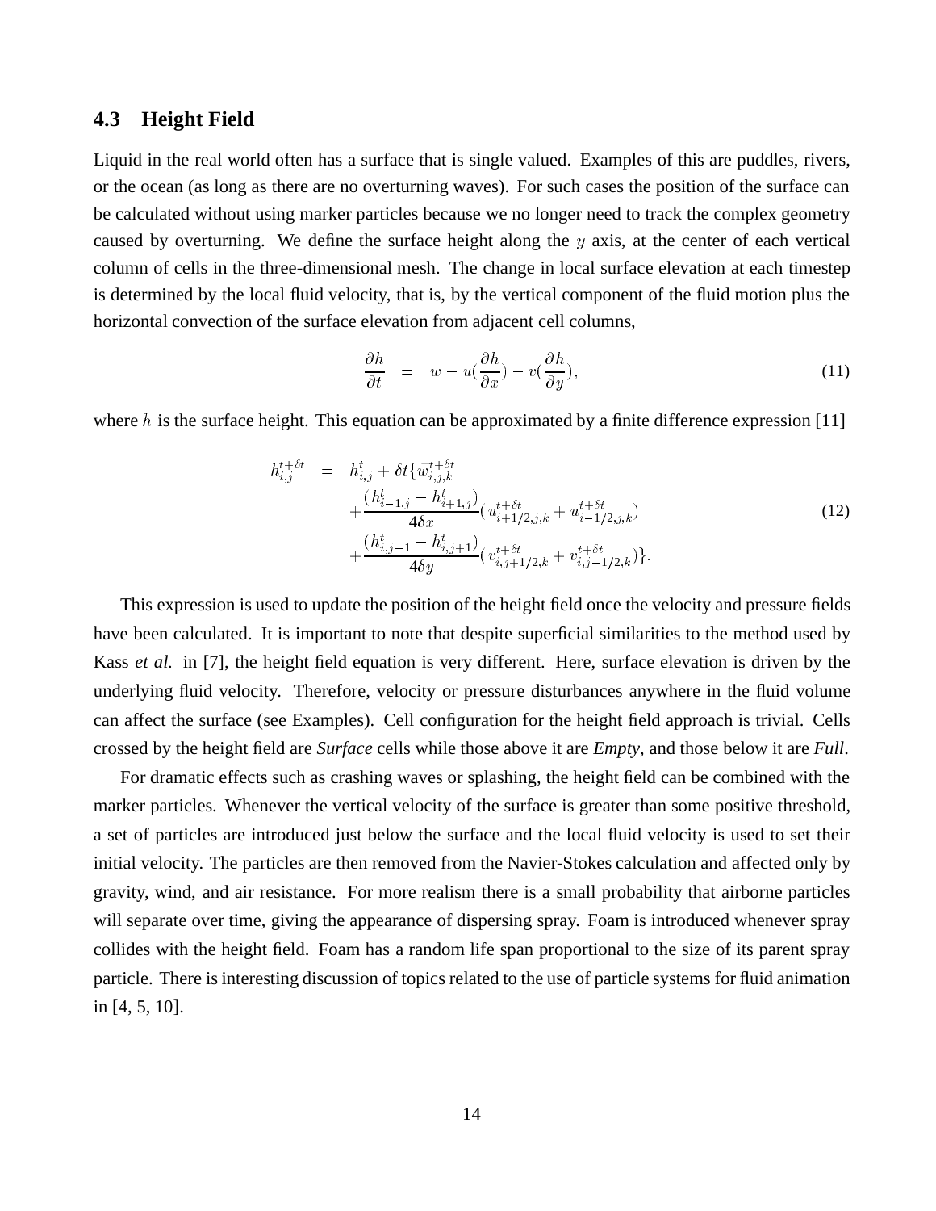### 4.3 Height Field

Liquid in the real world often has a surface that is single valued. Examples of this are puddles, rivers, or the ocean (as long as there are no overturning waves). For such cases the position of the surface can be calculated without using marker particles because we no longer need to track the complex geometry caused by overturning. We define the surface height along the $y$ axis, at the center of each vertical column of cells in the three-dimensional mesh. The change in local surface elevation at each timestep is determined by the local fluid velocity, that is, by the vertical component of the fluid motion plus the horizontal convection of the surface elevation from adjacent cell columns,

$$\frac{\partial h}{\partial t} \;\; = \;\; w - u(\frac{\partial h}{\partial x}) - v(\frac{\partial h}{\partial y}), \tag{11}$$

where $h$ is the surface height. This equation can be approximated by a finite difference expression [11]

$$\begin{aligned} h_{i,j}^{t+\delta t} \;\; = \;\; & h_{i,j}^{t} + \delta t\{\overline{w}_{i,j,k}^{t+\delta t} \\ & + \frac{(h_{i-1,j}^{t} - h_{i+1,j}^{t})}{4\delta x}(u_{i+1/2,j,k}^{t+\delta t} + u_{i-1/2,j,k}^{t+\delta t}) \\ & + \frac{(h_{i,j-1}^{t} - h_{i,j+1}^{t})}{4\delta y}(v_{i,j+1/2,k}^{t+\delta t} + v_{i,j-1/2,k}^{t+\delta t})\}. \end{aligned} \tag{12}$$

This expression is used to update the position of the height field once the velocity and pressure fields have been calculated. It is important to note that despite superficial similarities to the method used by Kass *et al.* in [7], the height field equation is very different. Here, surface elevation is driven by the underlying fluid velocity. Therefore, velocity or pressure disturbances anywhere in the fluid volume can affect the surface (see Examples). Cell configuration for the height field approach is trivial. Cells crossed by the height field are *Surface* cells while those above it are *Empty*, and those below it are *Full*.

For dramatic effects such as crashing waves or splashing, the height field can be combined with the marker particles. Whenever the vertical velocity of the surface is greater than some positive threshold, a set of particles are introduced just below the surface and the local fluid velocity is used to set their initial velocity. The particles are then removed from the Navier-Stokes calculation and affected only by gravity, wind, and air resistance. For more realism there is a small probability that airborne particles will separate over time, giving the appearance of dispersing spray. Foam is introduced whenever spray collides with the height field. Foam has a random life span proportional to the size of its parent spray particle. There is interesting discussion of topics related to the use of particle systems for fluid animation in [4, 5, 10].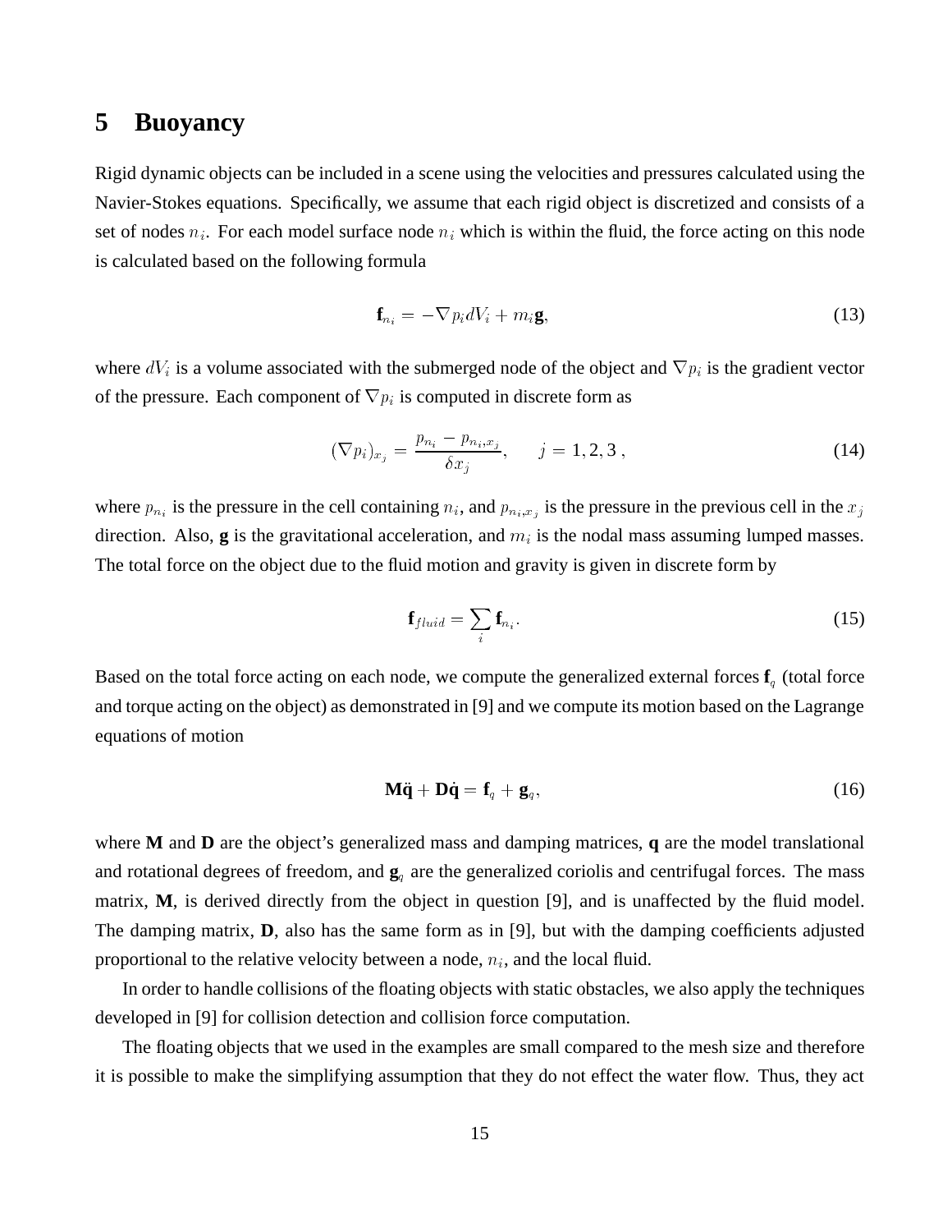## 5 Buoyancy

Rigid dynamic objects can be included in a scene using the velocities and pressures calculated using the Navier-Stokes equations. Specifically, we assume that each rigid object is discretized and consists of a set of nodes $n_i$. For each model surface node $n_i$ which is within the fluid, the force acting on this node is calculated based on the following formula

$$\mathbf{f}_{n_i} = -\nabla p_i dV_i + m_i \mathbf{g}, \tag{13}$$

where $dV_i$ is a volume associated with the submerged node of the object and $\nabla p_i$ is the gradient vector of the pressure. Each component of $\nabla p_i$ is computed in discrete form as

$$(\nabla p_i)_{x_j} = \frac{p_{n_i} - p_{n_i, x_j}}{\delta x_j}, \qquad j = 1, 2, 3\,, \tag{14}$$

where $p_{n_i}$ is the pressure in the cell containing $n_i$, and $p_{n_i, x_j}$ is the pressure in the previous cell in the $x_j$ direction. Also, **g** is the gravitational acceleration, and $m_i$ is the nodal mass assuming lumped masses. The total force on the object due to the fluid motion and gravity is given in discrete form by

$$\mathbf{f}_{fluid} = \sum_i \mathbf{f}_{n_i}. \tag{15}$$

Based on the total force acting on each node, we compute the generalized external forces $\mathbf{f}_q$ (total force and torque acting on the object) as demonstrated in [9] and we compute its motion based on the Lagrange equations of motion

$$\mathbf{M}\ddot{\mathbf{q}} + \mathbf{D}\dot{\mathbf{q}} = \mathbf{f}_q + \mathbf{g}_q, \tag{16}$$

where **M** and **D** are the object's generalized mass and damping matrices, **q** are the model translational and rotational degrees of freedom, and $\mathbf{g}_q$ are the generalized coriolis and centrifugal forces. The mass matrix, **M**, is derived directly from the object in question [9], and is unaffected by the fluid model. The damping matrix, **D**, also has the same form as in [9], but with the damping coefficients adjusted proportional to the relative velocity between a node, $n_i$, and the local fluid.

In order to handle collisions of the floating objects with static obstacles, we also apply the techniques developed in [9] for collision detection and collision force computation.

The floating objects that we used in the examples are small compared to the mesh size and therefore it is possible to make the simplifying assumption that they do not effect the water flow. Thus, they act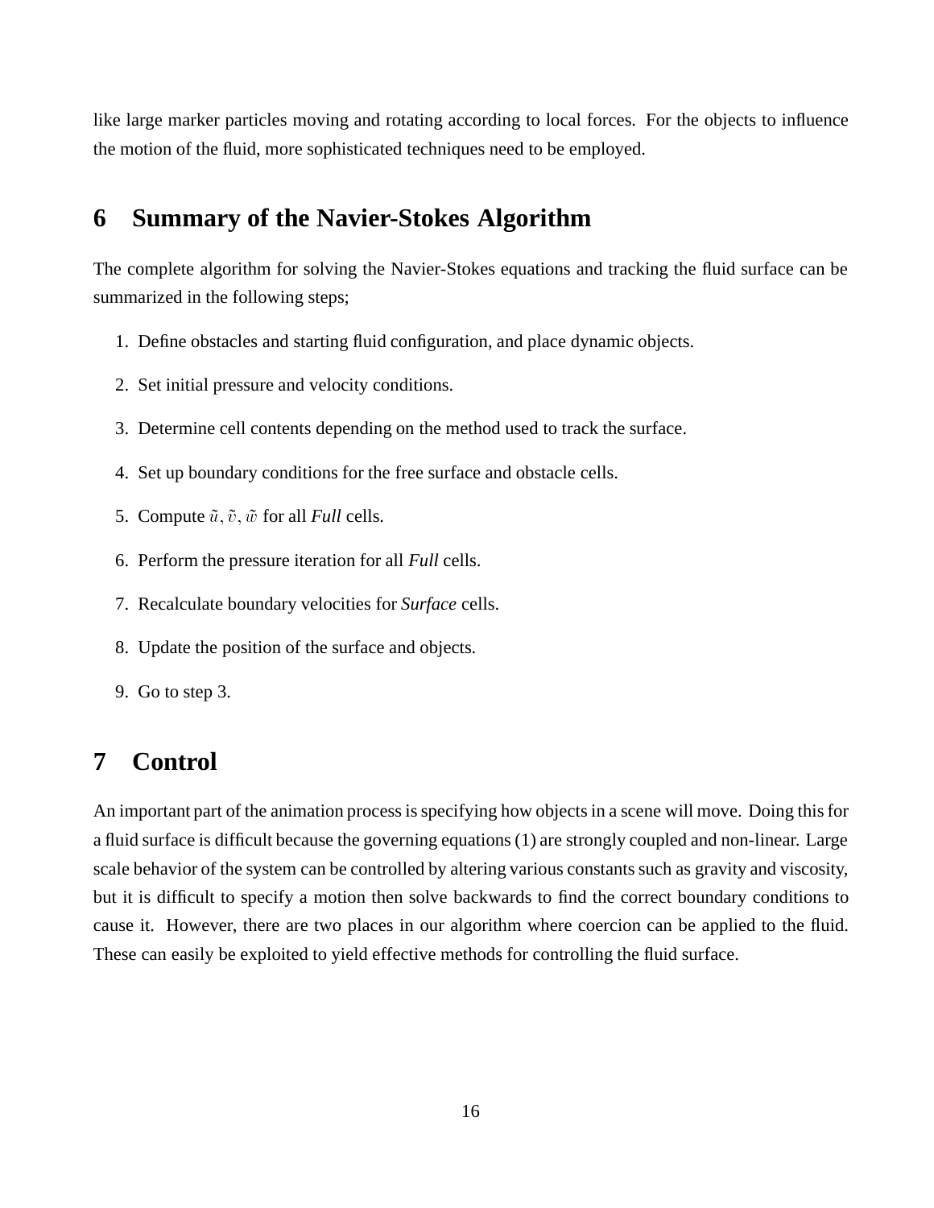like large marker particles moving and rotating according to local forces. For the objects to influence the motion of the fluid, more sophisticated techniques need to be employed.

## 6 Summary of the Navier-Stokes Algorithm

The complete algorithm for solving the Navier-Stokes equations and tracking the fluid surface can be summarized in the following steps;

1. Define obstacles and starting fluid configuration, and place dynamic objects.
2. Set initial pressure and velocity conditions.
3. Determine cell contents depending on the method used to track the surface.
4. Set up boundary conditions for the free surface and obstacle cells.
5. Compute $\tilde{u}, \tilde{v}, \tilde{w}$ for all *Full* cells.
6. Perform the pressure iteration for all *Full* cells.
7. Recalculate boundary velocities for *Surface* cells.
8. Update the position of the surface and objects.
9. Go to step 3.

## 7 Control

An important part of the animation process is specifying how objects in a scene will move. Doing this for a fluid surface is difficult because the governing equations (1) are strongly coupled and non-linear. Large scale behavior of the system can be controlled by altering various constants such as gravity and viscosity, but it is difficult to specify a motion then solve backwards to find the correct boundary conditions to cause it. However, there are two places in our algorithm where coercion can be applied to the fluid. These can easily be exploited to yield effective methods for controlling the fluid surface.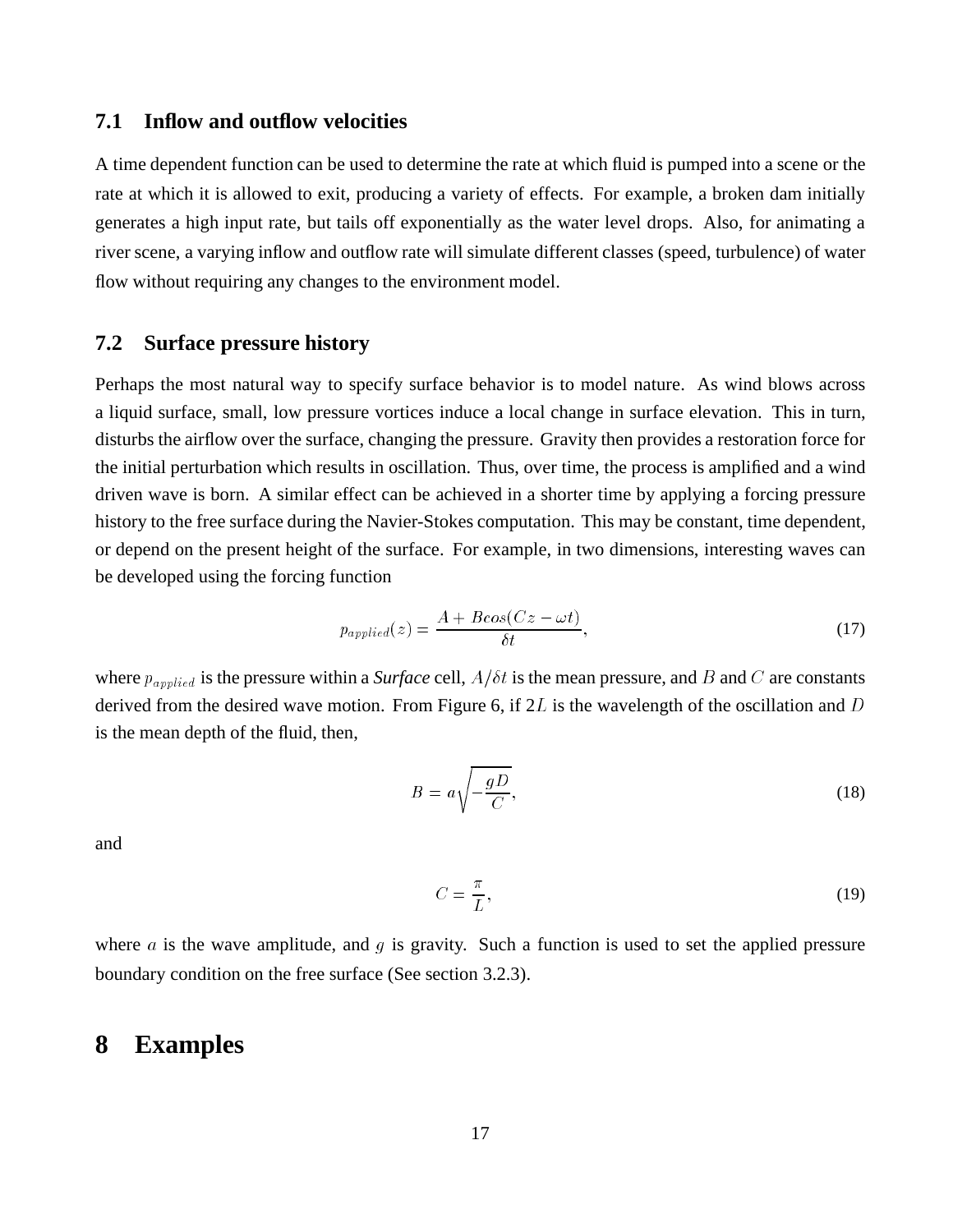## 7.1 Inflow and outflow velocities

A time dependent function can be used to determine the rate at which fluid is pumped into a scene or the rate at which it is allowed to exit, producing a variety of effects. For example, a broken dam initially generates a high input rate, but tails off exponentially as the water level drops. Also, for animating a river scene, a varying inflow and outflow rate will simulate different classes (speed, turbulence) of water flow without requiring any changes to the environment model.

## 7.2 Surface pressure history

Perhaps the most natural way to specify surface behavior is to model nature. As wind blows across a liquid surface, small, low pressure vortices induce a local change in surface elevation. This in turn, disturbs the airflow over the surface, changing the pressure. Gravity then provides a restoration force for the initial perturbation which results in oscillation. Thus, over time, the process is amplified and a wind driven wave is born. A similar effect can be achieved in a shorter time by applying a forcing pressure history to the free surface during the Navier-Stokes computation. This may be constant, time dependent, or depend on the present height of the surface. For example, in two dimensions, interesting waves can be developed using the forcing function

$$p_{applied}(z) = \frac{A + B cos(Cz - \omega t)}{\delta t}, \tag{17}$$

where $p_{applied}$ is the pressure within a ***Surface*** cell, $A/\delta t$ is the mean pressure, and $B$ and $C$ are constants derived from the desired wave motion. From Figure 6, if $2L$ is the wavelength of the oscillation and $D$ is the mean depth of the fluid, then,

$$B = a\sqrt{-\frac{gD}{C}}, \tag{18}$$

and

$$C = \frac{\pi}{L}, \tag{19}$$

where $a$ is the wave amplitude, and $g$ is gravity. Such a function is used to set the applied pressure boundary condition on the free surface (See section 3.2.3).

# 8 Examples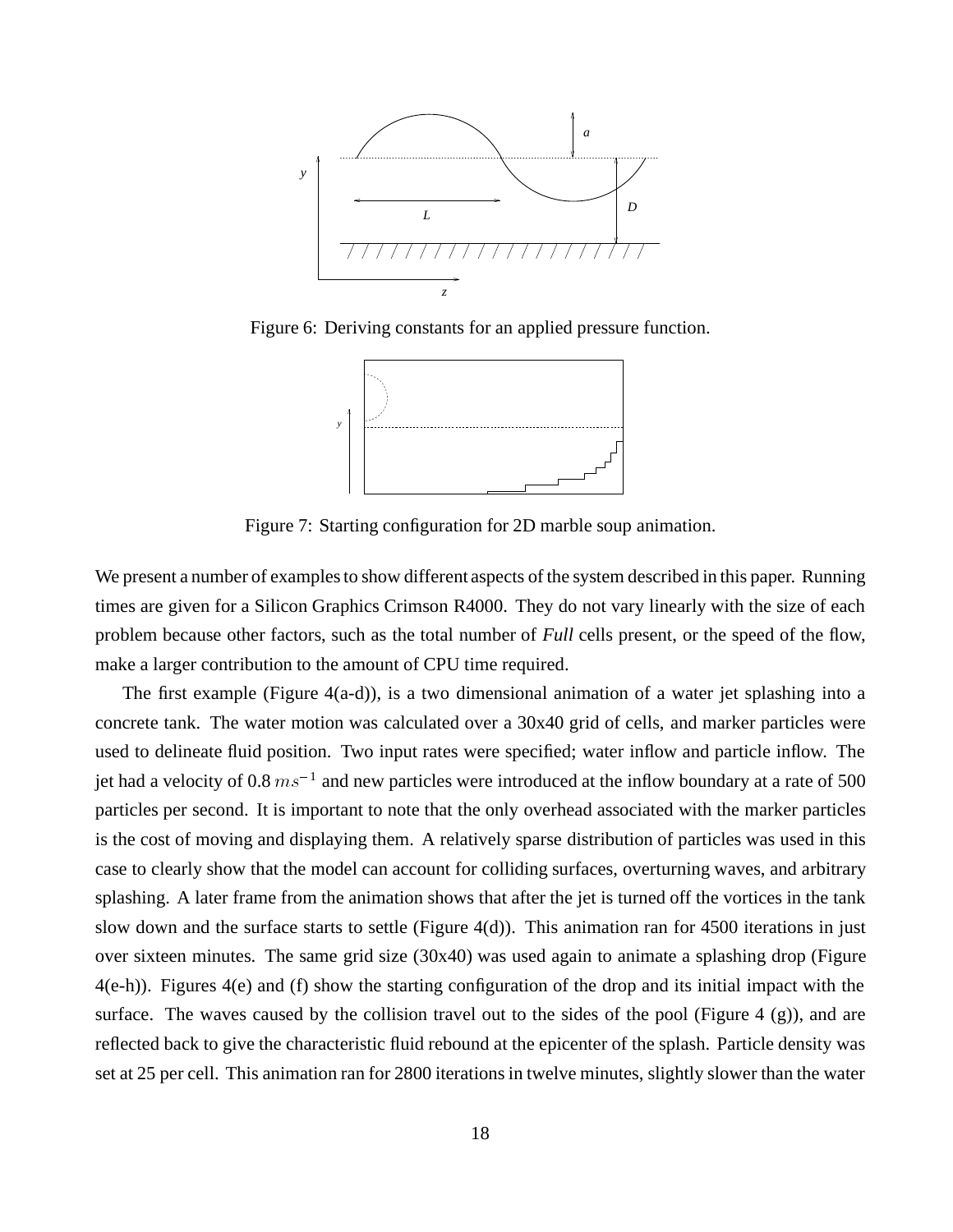Figure 6: Deriving constants for an applied pressure function.

Figure 7: Starting configuration for 2D marble soup animation.

We present a number of examples to show different aspects of the system described in this paper. Running times are given for a Silicon Graphics Crimson R4000. They do not vary linearly with the size of each problem because other factors, such as the total number of *Full* cells present, or the speed of the flow, make a larger contribution to the amount of CPU time required.

The first example (Figure 4(a-d)), is a two dimensional animation of a water jet splashing into a concrete tank. The water motion was calculated over a 30x40 grid of cells, and marker particles were used to delineate fluid position. Two input rates were specified; water inflow and particle inflow. The jet had a velocity of 0.8 $ms^{-1}$ and new particles were introduced at the inflow boundary at a rate of 500 particles per second. It is important to note that the only overhead associated with the marker particles is the cost of moving and displaying them. A relatively sparse distribution of particles was used in this case to clearly show that the model can account for colliding surfaces, overturning waves, and arbitrary splashing. A later frame from the animation shows that after the jet is turned off the vortices in the tank slow down and the surface starts to settle (Figure 4(d)). This animation ran for 4500 iterations in just over sixteen minutes. The same grid size (30x40) was used again to animate a splashing drop (Figure 4(e-h)). Figures 4(e) and (f) show the starting configuration of the drop and its initial impact with the surface. The waves caused by the collision travel out to the sides of the pool (Figure 4 (g)), and are reflected back to give the characteristic fluid rebound at the epicenter of the splash. Particle density was set at 25 per cell. This animation ran for 2800 iterations in twelve minutes, slightly slower than the water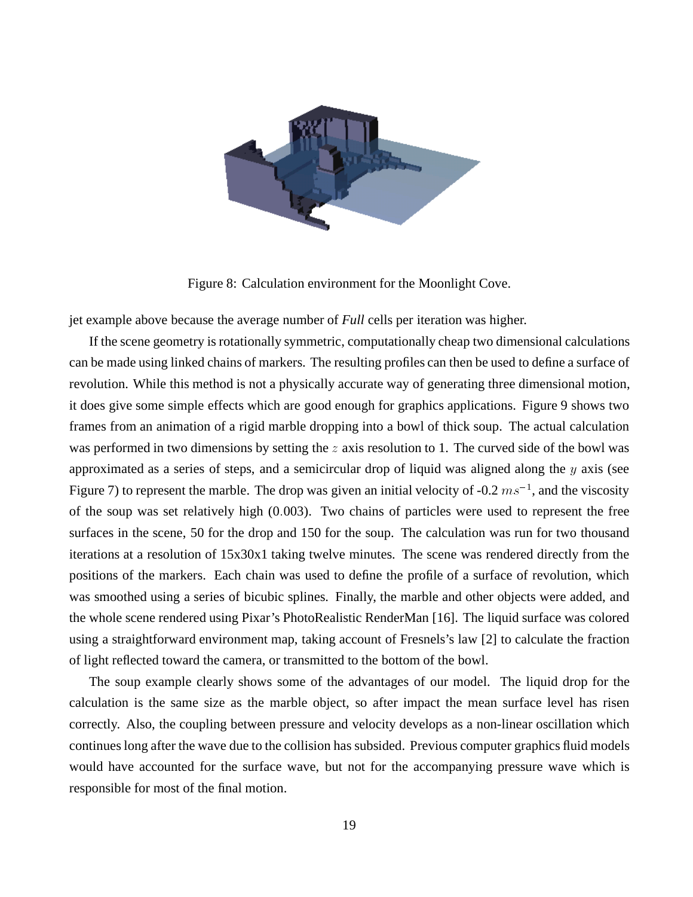Figure 8: Calculation environment for the Moonlight Cove.

jet example above because the average number of *Full* cells per iteration was higher.

If the scene geometry is rotationally symmetric, computationally cheap two dimensional calculations can be made using linked chains of markers. The resulting profiles can then be used to define a surface of revolution. While this method is not a physically accurate way of generating three dimensional motion, it does give some simple effects which are good enough for graphics applications. Figure 9 shows two frames from an animation of a rigid marble dropping into a bowl of thick soup. The actual calculation was performed in two dimensions by setting the $z$ axis resolution to 1. The curved side of the bowl was approximated as a series of steps, and a semicircular drop of liquid was aligned along the $y$ axis (see Figure 7) to represent the marble. The drop was given an initial velocity of -0.2 $ms^{-1}$, and the viscosity of the soup was set relatively high ($0.003$). Two chains of particles were used to represent the free surfaces in the scene, 50 for the drop and 150 for the soup. The calculation was run for two thousand iterations at a resolution of 15x30x1 taking twelve minutes. The scene was rendered directly from the positions of the markers. Each chain was used to define the profile of a surface of revolution, which was smoothed using a series of bicubic splines. Finally, the marble and other objects were added, and the whole scene rendered using Pixar's PhotoRealistic RenderMan [16]. The liquid surface was colored using a straightforward environment map, taking account of Fresnels's law [2] to calculate the fraction of light reflected toward the camera, or transmitted to the bottom of the bowl.

The soup example clearly shows some of the advantages of our model. The liquid drop for the calculation is the same size as the marble object, so after impact the mean surface level has risen correctly. Also, the coupling between pressure and velocity develops as a non-linear oscillation which continues long after the wave due to the collision has subsided. Previous computer graphics fluid models would have accounted for the surface wave, but not for the accompanying pressure wave which is responsible for most of the final motion.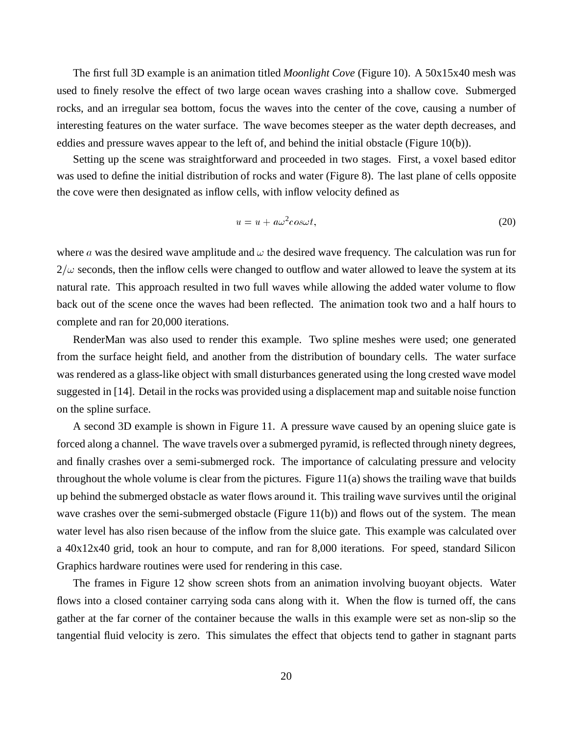The first full 3D example is an animation titled *Moonlight Cove* (Figure 10). A 50x15x40 mesh was used to finely resolve the effect of two large ocean waves crashing into a shallow cove. Submerged rocks, and an irregular sea bottom, focus the waves into the center of the cove, causing a number of interesting features on the water surface. The wave becomes steeper as the water depth decreases, and eddies and pressure waves appear to the left of, and behind the initial obstacle (Figure 10(b)).

Setting up the scene was straightforward and proceeded in two stages. First, a voxel based editor was used to define the initial distribution of rocks and water (Figure 8). The last plane of cells opposite the cove were then designated as inflow cells, with inflow velocity defined as

$$u = u + a\omega^2 cos\omega t, \tag{20}$$

where $a$ was the desired wave amplitude and $\omega$ the desired wave frequency. The calculation was run for $2/\omega$ seconds, then the inflow cells were changed to outflow and water allowed to leave the system at its natural rate. This approach resulted in two full waves while allowing the added water volume to flow back out of the scene once the waves had been reflected. The animation took two and a half hours to complete and ran for 20,000 iterations.

RenderMan was also used to render this example. Two spline meshes were used; one generated from the surface height field, and another from the distribution of boundary cells. The water surface was rendered as a glass-like object with small disturbances generated using the long crested wave model suggested in [14]. Detail in the rocks was provided using a displacement map and suitable noise function on the spline surface.

A second 3D example is shown in Figure 11. A pressure wave caused by an opening sluice gate is forced along a channel. The wave travels over a submerged pyramid, is reflected through ninety degrees, and finally crashes over a semi-submerged rock. The importance of calculating pressure and velocity throughout the whole volume is clear from the pictures. Figure 11(a) shows the trailing wave that builds up behind the submerged obstacle as water flows around it. This trailing wave survives until the original wave crashes over the semi-submerged obstacle (Figure 11(b)) and flows out of the system. The mean water level has also risen because of the inflow from the sluice gate. This example was calculated over a 40x12x40 grid, took an hour to compute, and ran for 8,000 iterations. For speed, standard Silicon Graphics hardware routines were used for rendering in this case.

The frames in Figure 12 show screen shots from an animation involving buoyant objects. Water flows into a closed container carrying soda cans along with it. When the flow is turned off, the cans gather at the far corner of the container because the walls in this example were set as non-slip so the tangential fluid velocity is zero. This simulates the effect that objects tend to gather in stagnant parts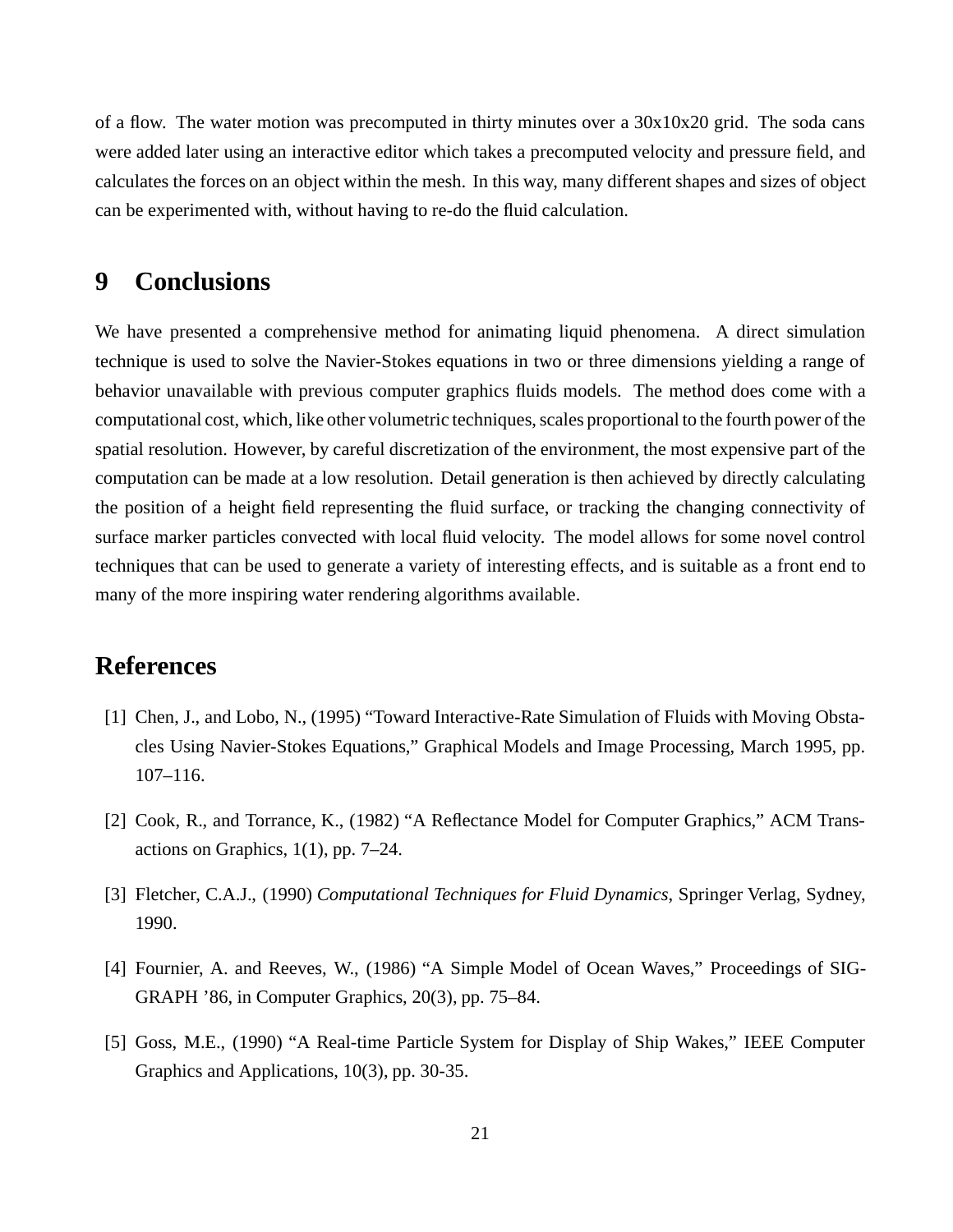of a flow. The water motion was precomputed in thirty minutes over a 30x10x20 grid. The soda cans were added later using an interactive editor which takes a precomputed velocity and pressure field, and calculates the forces on an object within the mesh. In this way, many different shapes and sizes of object can be experimented with, without having to re-do the fluid calculation.

## 9 Conclusions

We have presented a comprehensive method for animating liquid phenomena. A direct simulation technique is used to solve the Navier-Stokes equations in two or three dimensions yielding a range of behavior unavailable with previous computer graphics fluids models. The method does come with a computational cost, which, like other volumetric techniques, scales proportional to the fourth power of the spatial resolution. However, by careful discretization of the environment, the most expensive part of the computation can be made at a low resolution. Detail generation is then achieved by directly calculating the position of a height field representing the fluid surface, or tracking the changing connectivity of surface marker particles convected with local fluid velocity. The model allows for some novel control techniques that can be used to generate a variety of interesting effects, and is suitable as a front end to many of the more inspiring water rendering algorithms available.

## References

[1] Chen, J., and Lobo, N., (1995) "Toward Interactive-Rate Simulation of Fluids with Moving Obstacles Using Navier-Stokes Equations," Graphical Models and Image Processing, March 1995, pp. 107–116.

[2] Cook, R., and Torrance, K., (1982) "A Reflectance Model for Computer Graphics," ACM Transactions on Graphics, 1(1), pp. 7–24.

[3] Fletcher, C.A.J., (1990) *Computational Techniques for Fluid Dynamics*, Springer Verlag, Sydney, 1990.

[4] Fournier, A. and Reeves, W., (1986) "A Simple Model of Ocean Waves," Proceedings of SIGGRAPH '86, in Computer Graphics, 20(3), pp. 75–84.

[5] Goss, M.E., (1990) "A Real-time Particle System for Display of Ship Wakes," IEEE Computer Graphics and Applications, 10(3), pp. 30-35.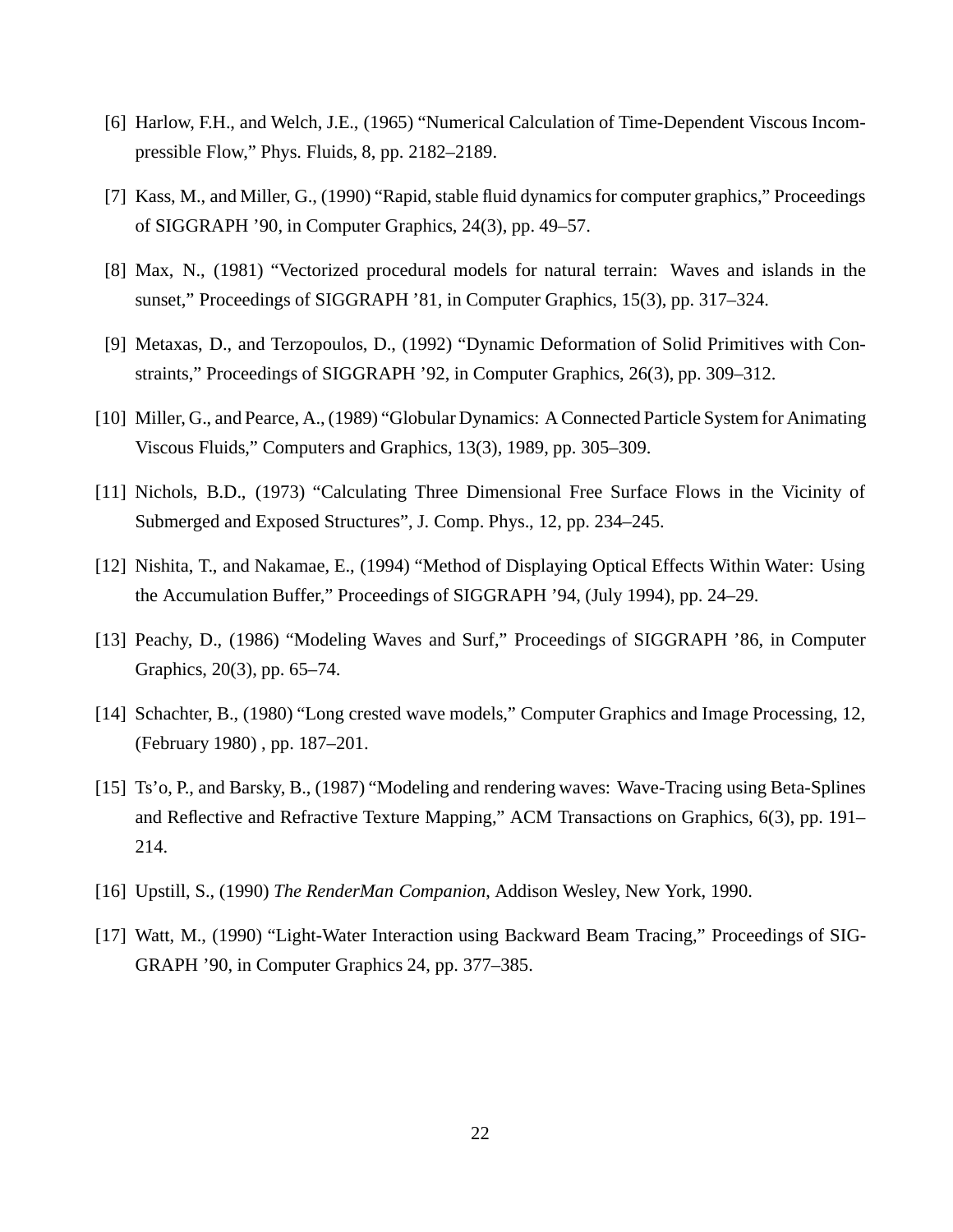[6] Harlow, F.H., and Welch, J.E., (1965) "Numerical Calculation of Time-Dependent Viscous Incompressible Flow," Phys. Fluids, 8, pp. 2182–2189.

[7] Kass, M., and Miller, G., (1990) "Rapid, stable fluid dynamics for computer graphics," Proceedings of SIGGRAPH '90, in Computer Graphics, 24(3), pp. 49–57.

[8] Max, N., (1981) "Vectorized procedural models for natural terrain: Waves and islands in the sunset," Proceedings of SIGGRAPH '81, in Computer Graphics, 15(3), pp. 317–324.

[9] Metaxas, D., and Terzopoulos, D., (1992) "Dynamic Deformation of Solid Primitives with Constraints," Proceedings of SIGGRAPH '92, in Computer Graphics, 26(3), pp. 309–312.

[10] Miller, G., and Pearce, A., (1989) "Globular Dynamics: A Connected Particle System for Animating Viscous Fluids," Computers and Graphics, 13(3), 1989, pp. 305–309.

[11] Nichols, B.D., (1973) "Calculating Three Dimensional Free Surface Flows in the Vicinity of Submerged and Exposed Structures", J. Comp. Phys., 12, pp. 234–245.

[12] Nishita, T., and Nakamae, E., (1994) "Method of Displaying Optical Effects Within Water: Using the Accumulation Buffer," Proceedings of SIGGRAPH '94, (July 1994), pp. 24–29.

[13] Peachy, D., (1986) "Modeling Waves and Surf," Proceedings of SIGGRAPH '86, in Computer Graphics, 20(3), pp. 65–74.

[14] Schachter, B., (1980) "Long crested wave models," Computer Graphics and Image Processing, 12, (February 1980) , pp. 187–201.

[15] Ts'o, P., and Barsky, B., (1987) "Modeling and rendering waves: Wave-Tracing using Beta-Splines and Reflective and Refractive Texture Mapping," ACM Transactions on Graphics, 6(3), pp. 191–214.

[16] Upstill, S., (1990) *The RenderMan Companion*, Addison Wesley, New York, 1990.

[17] Watt, M., (1990) "Light-Water Interaction using Backward Beam Tracing," Proceedings of SIGGRAPH '90, in Computer Graphics 24, pp. 377–385.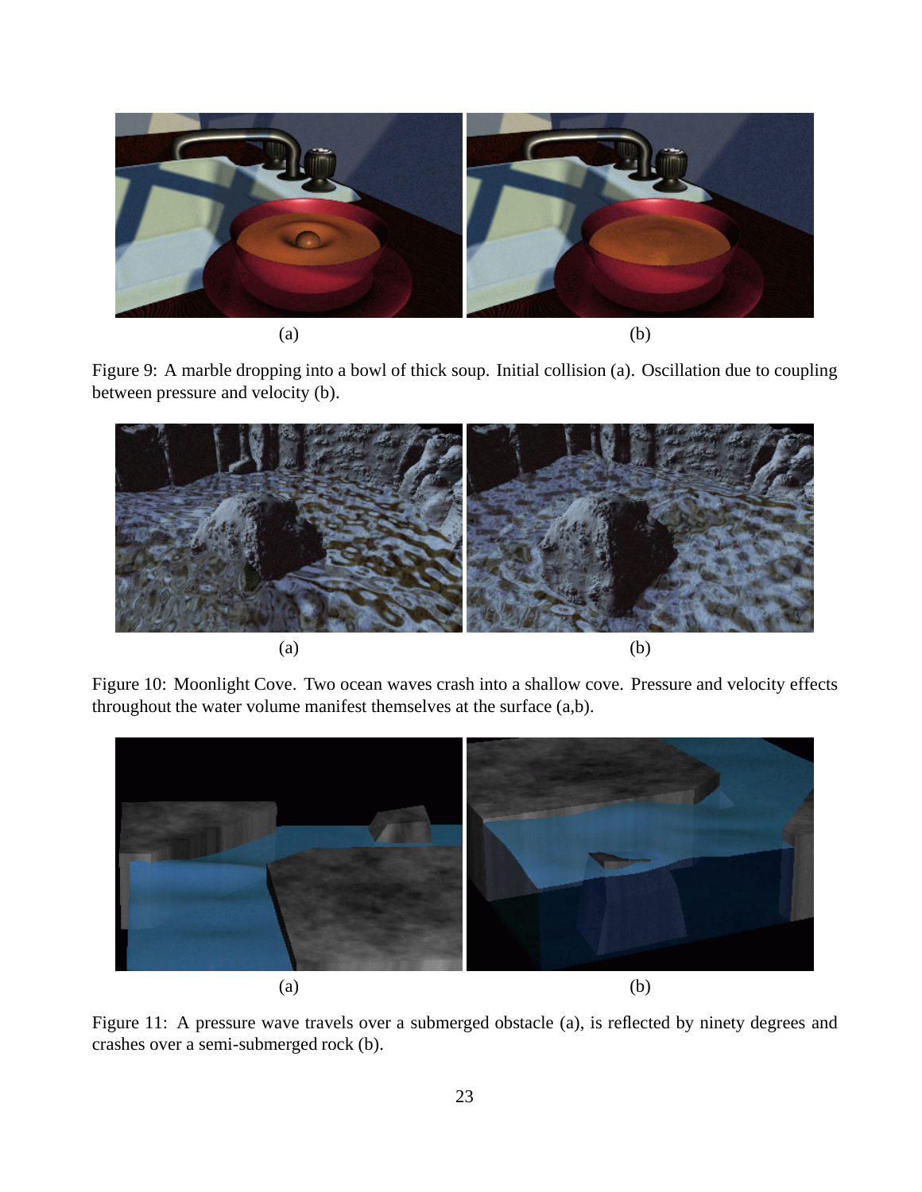(a) (b)

Figure 9: A marble dropping into a bowl of thick soup. Initial collision (a). Oscillation due to coupling between pressure and velocity (b).

(a) (b)

Figure 10: Moonlight Cove. Two ocean waves crash into a shallow cove. Pressure and velocity effects throughout the water volume manifest themselves at the surface (a,b).

(a) (b)

Figure 11: A pressure wave travels over a submerged obstacle (a), is reflected by ninety degrees and crashes over a semi-submerged rock (b).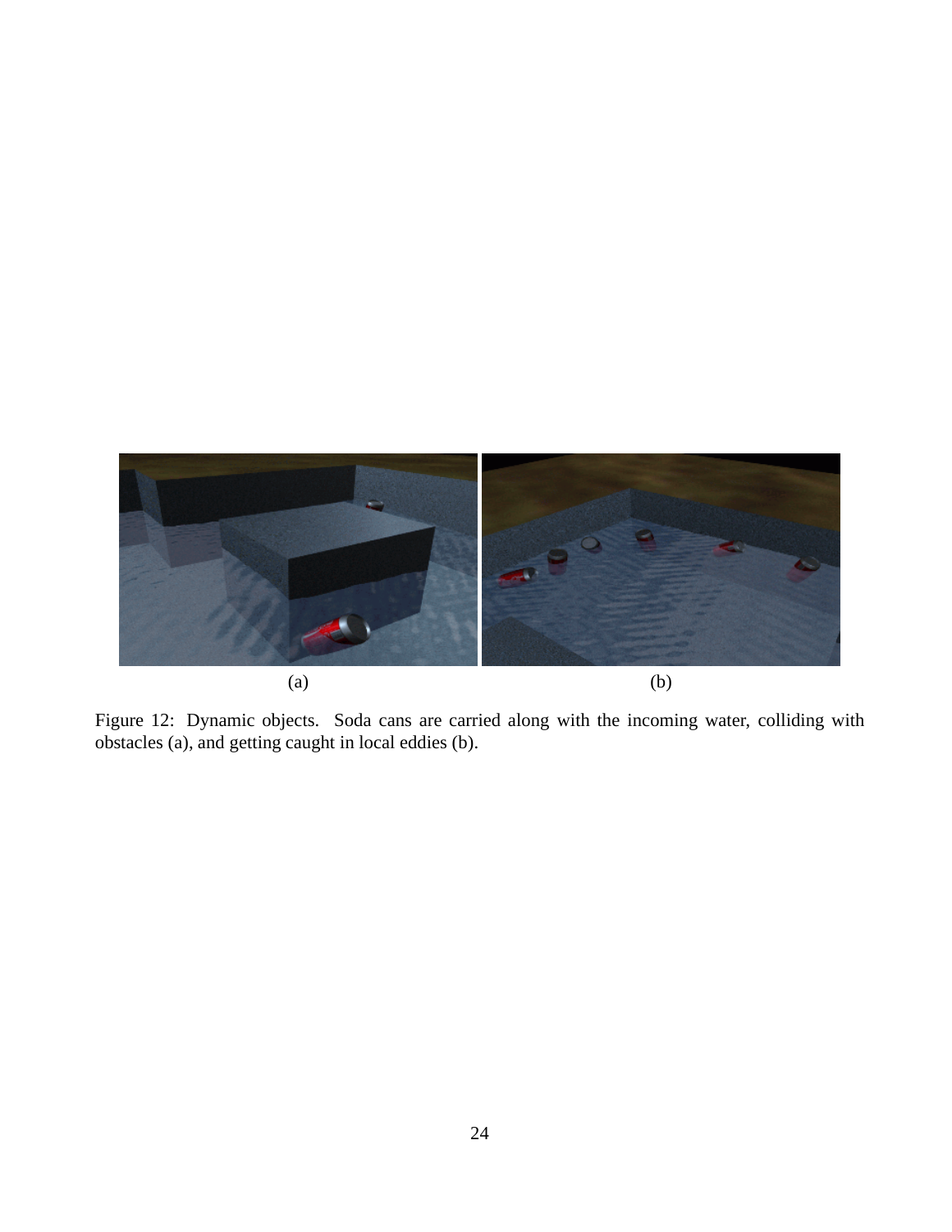(a)

(b)

Figure 12: Dynamic objects. Soda cans are carried along with the incoming water, colliding with obstacles (a), and getting caught in local eddies (b).